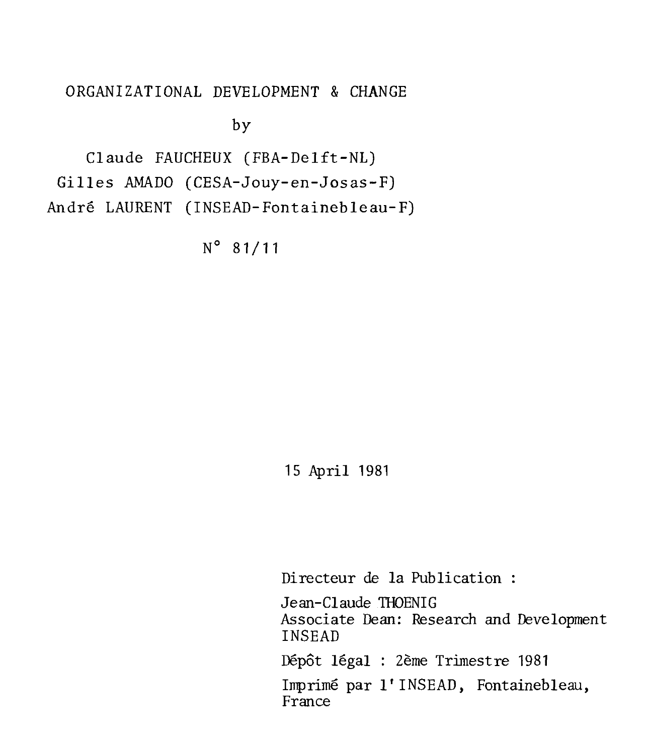# ORGANIZATIONAL DEVELOPMENT & CHANGE

by

Claude FAUCHEUX (FBA-Delft-NL)

Gilles AMADO (CESA-Jouy-en-Josas-F)

André LAURENT (INSEAD-Fontainebleau-F)

N° 81/11

15 April 1981

Directeur de la Publication :

Jean-Claude THOENIG
Associate Dean: Research and Development
INSEAD

Dépôt légal : 2ème Trimestre 1981

Imprimé par l'INSEAD, Fontainebleau, France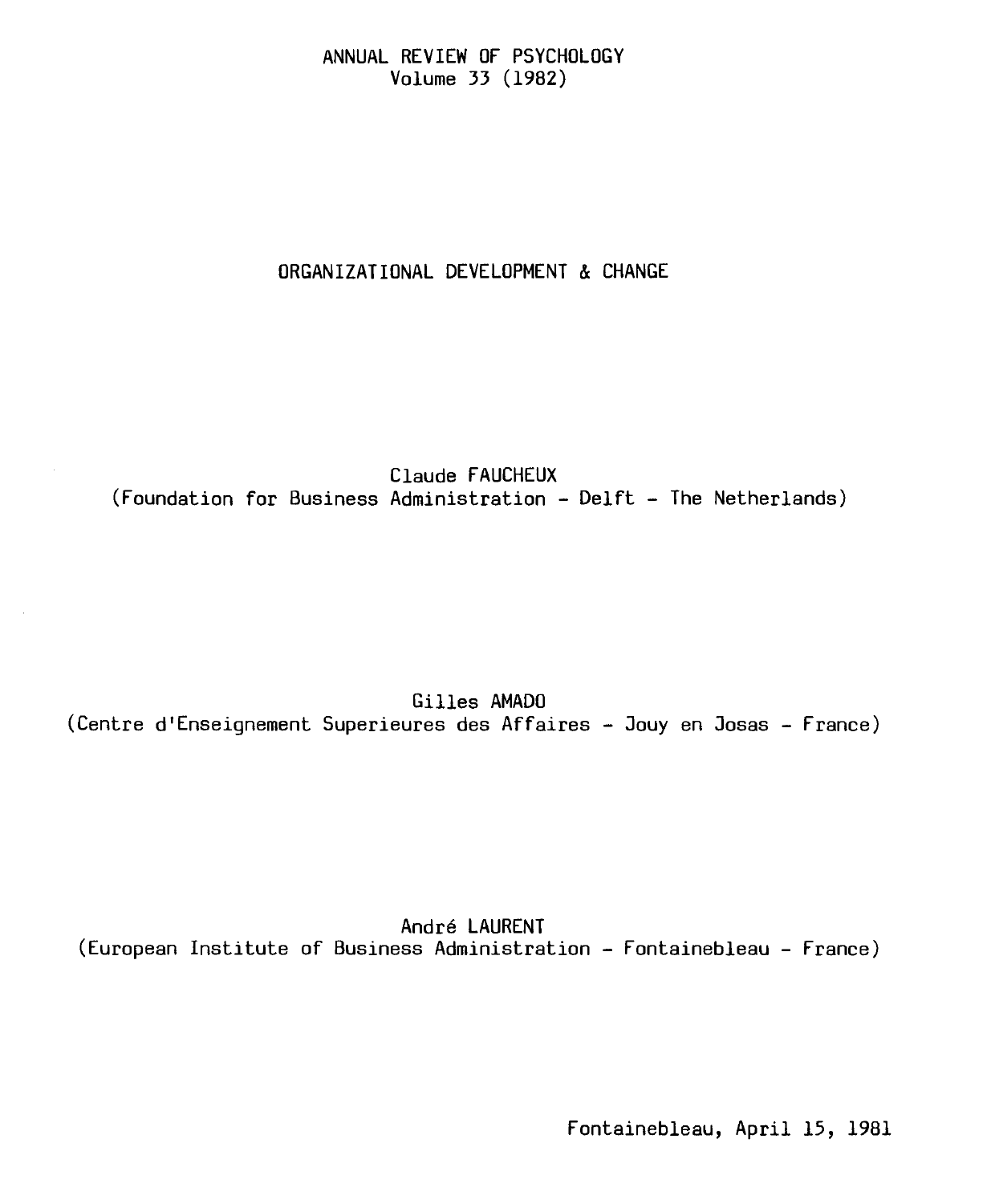ANNUAL REVIEW OF PSYCHOLOGY
Volume 33 (1982)

# ORGANIZATIONAL DEVELOPMENT & CHANGE

Claude FAUCHEUX
(Foundation for Business Administration - Delft - The Netherlands)

Gilles AMADO
(Centre d'Enseignement Superieures des Affaires - Jouy en Josas - France)

André LAURENT
(European Institute of Business Administration - Fontainebleau - France)

Fontainebleau, April 15, 1981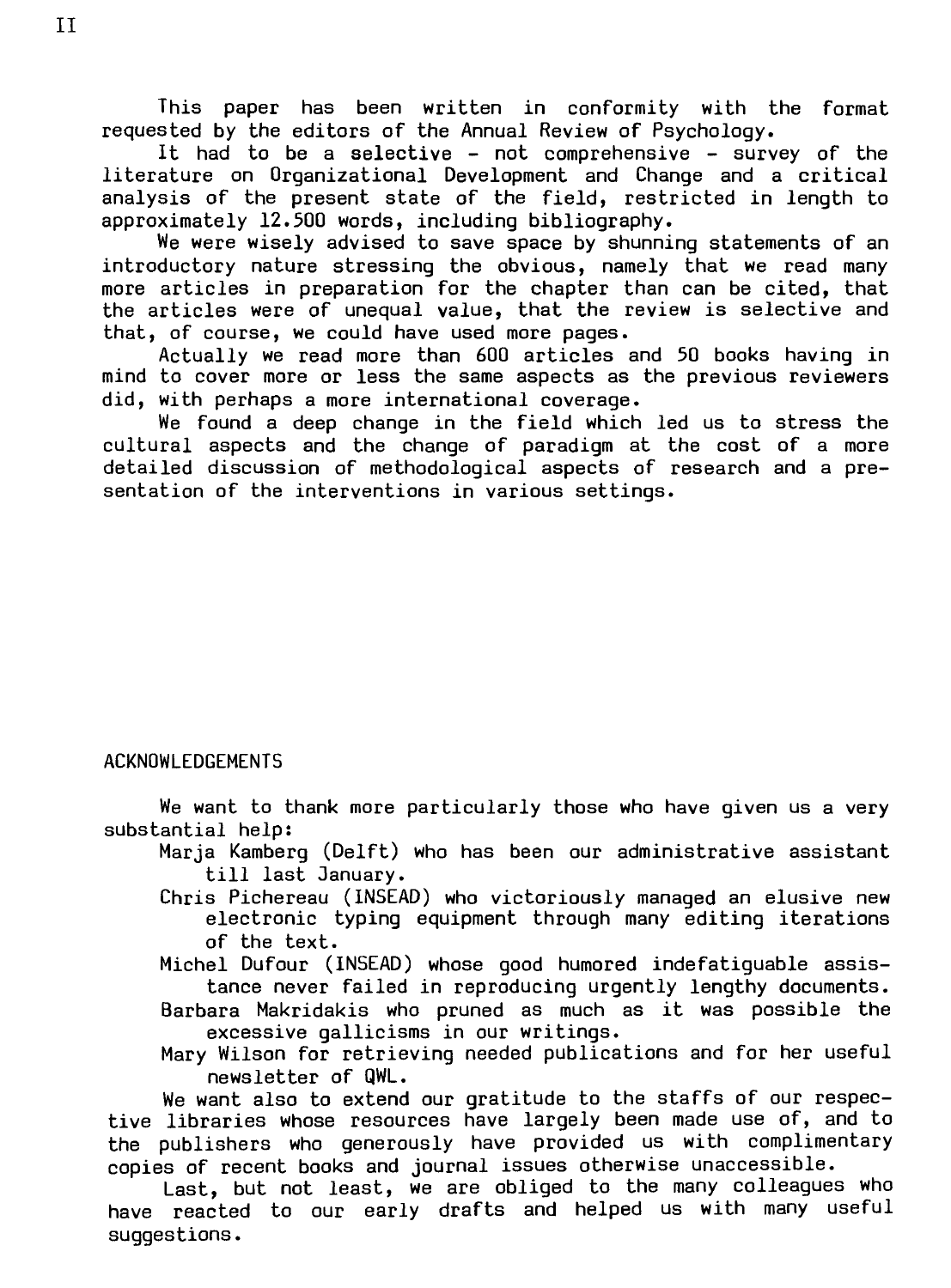This paper has been written in conformity with the format requested by the editors of the Annual Review of Psychology.

It had to be a selective - not comprehensive - survey of the literature on Organizational Development and Change and a critical analysis of the present state of the field, restricted in length to approximately 12.500 words, including bibliography.

We were wisely advised to save space by shunning statements of an introductory nature stressing the obvious, namely that we read many more articles in preparation for the chapter than can be cited, that the articles were of unequal value, that the review is selective and that, of course, we could have used more pages.

Actually we read more than 600 articles and 50 books having in mind to cover more or less the same aspects as the previous reviewers did, with perhaps a more international coverage.

We found a deep change in the field which led us to stress the cultural aspects and the change of paradigm at the cost of a more detailed discussion of methodological aspects of research and a presentation of the interventions in various settings.

## ACKNOWLEDGEMENTS

We want to thank more particularly those who have given us a very substantial help:

- Marja Kamberg (Delft) who has been our administrative assistant till last January.
- Chris Pichereau (INSEAD) who victoriously managed an elusive new electronic typing equipment through many editing iterations of the text.
- Michel Dufour (INSEAD) whose good humored indefatiguable assistance never failed in reproducing urgently lengthy documents.
- Barbara Makridakis who pruned as much as it was possible the excessive gallicisms in our writings.
- Mary Wilson for retrieving needed publications and for her useful newsletter of QWL.

We want also to extend our gratitude to the staffs of our respective libraries whose resources have largely been made use of, and to the publishers who generously have provided us with complimentary copies of recent books and journal issues otherwise unaccessible.

Last, but not least, we are obliged to the many colleagues who have reacted to our early drafts and helped us with many useful suggestions.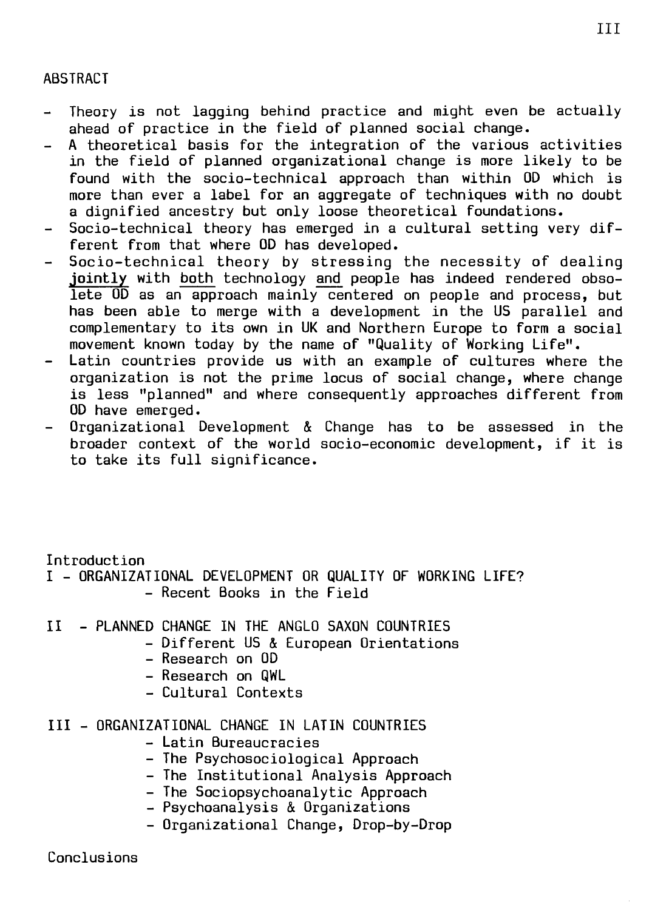## ABSTRACT

- Theory is not lagging behind practice and might even be actually ahead of practice in the field of planned social change.
- A theoretical basis for the integration of the various activities in the field of planned organizational change is more likely to be found with the socio-technical approach than within OD which is more than ever a label for an aggregate of techniques with no doubt a dignified ancestry but only loose theoretical foundations.
- Socio-technical theory has emerged in a cultural setting very different from that where OD has developed.
- Socio-technical theory by stressing the necessity of dealing <u>jointly</u> with <u>both</u> technology <u>and</u> people has indeed rendered obsolete OD as an approach mainly centered on people and process, but has been able to merge with a development in the US parallel and complementary to its own in UK and Northern Europe to form a social movement known today by the name of "Quality of Working Life".
- Latin countries provide us with an example of cultures where the organization is not the prime locus of social change, where change is less "planned" and where consequently approaches different from OD have emerged.
- Organizational Development & Change has to be assessed in the broader context of the world socio-economic development, if it is to take its full significance.

Introduction

I - ORGANIZATIONAL DEVELOPMENT OR QUALITY OF WORKING LIFE?
- Recent Books in the Field

II - PLANNED CHANGE IN THE ANGLO SAXON COUNTRIES
- Different US & European Orientations
- Research on OD
- Research on QWL
- Cultural Contexts

III - ORGANIZATIONAL CHANGE IN LATIN COUNTRIES
- Latin Bureaucracies
- The Psychosociological Approach
- The Institutional Analysis Approach
- The Sociopsychoanalytic Approach
- Psychoanalysis & Organizations
- Organizational Change, Drop-by-Drop

Conclusions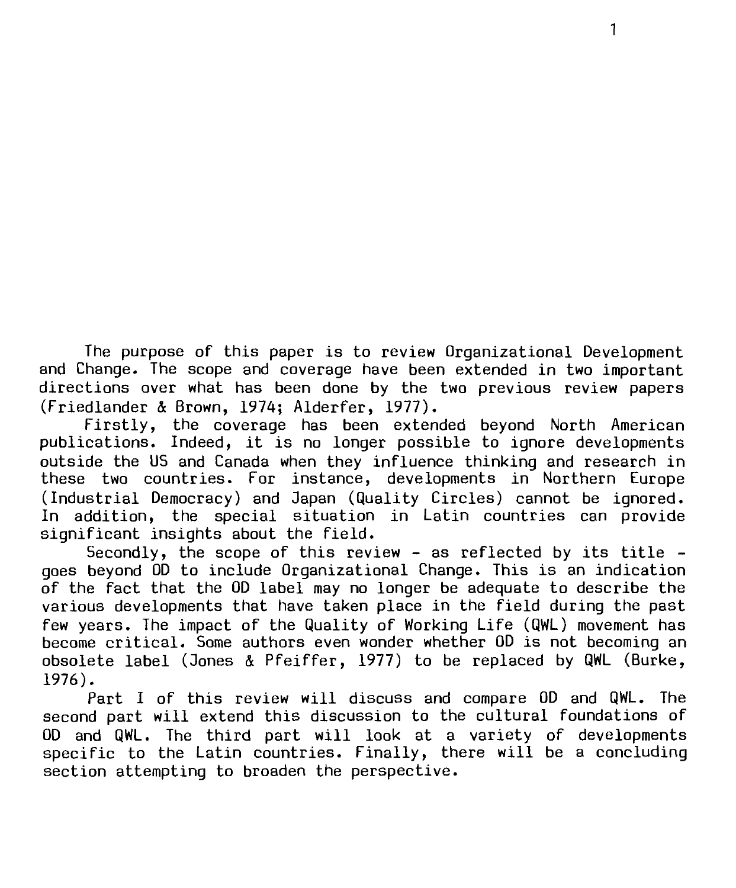The purpose of this paper is to review Organizational Development and Change. The scope and coverage have been extended in two important directions over what has been done by the two previous review papers (Friedlander & Brown, 1974; Alderfer, 1977).

Firstly, the coverage has been extended beyond North American publications. Indeed, it is no longer possible to ignore developments outside the US and Canada when they influence thinking and research in these two countries. For instance, developments in Northern Europe (Industrial Democracy) and Japan (Quality Circles) cannot be ignored. In addition, the special situation in Latin countries can provide significant insights about the field.

Secondly, the scope of this review - as reflected by its title - goes beyond OD to include Organizational Change. This is an indication of the fact that the OD label may no longer be adequate to describe the various developments that have taken place in the field during the past few years. The impact of the Quality of Working Life (QWL) movement has become critical. Some authors even wonder whether OD is not becoming an obsolete label (Jones & Pfeiffer, 1977) to be replaced by QWL (Burke, 1976).

Part I of this review will discuss and compare OD and QWL. The second part will extend this discussion to the cultural foundations of OD and QWL. The third part will look at a variety of developments specific to the Latin countries. Finally, there will be a concluding section attempting to broaden the perspective.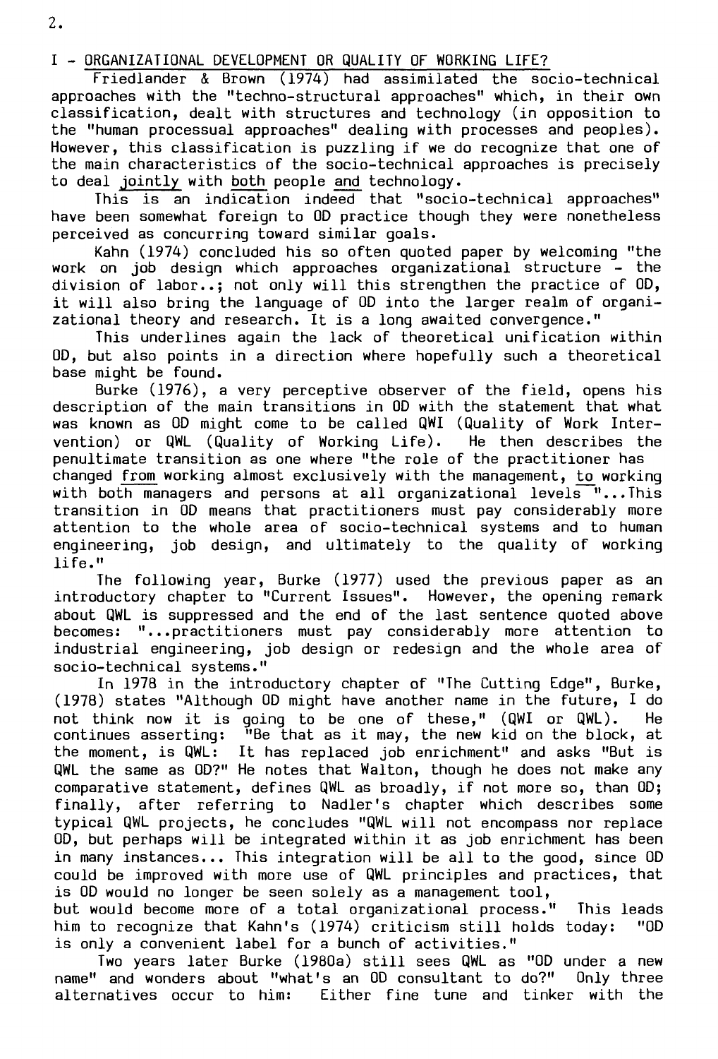## I - ORGANIZATIONAL DEVELOPMENT OR QUALITY OF WORKING LIFE?

Friedlander & Brown (1974) had assimilated the socio-technical approaches with the "techno-structural approaches" which, in their own classification, dealt with structures and technology (in opposition to the "human processual approaches" dealing with processes and peoples). However, this classification is puzzling if we do recognize that one of the main characteristics of the socio-technical approaches is precisely to deal jointly with both people and technology.

This is an indication indeed that "socio-technical approaches" have been somewhat foreign to OD practice though they were nonetheless perceived as concurring toward similar goals.

Kahn (1974) concluded his so often quoted paper by welcoming "the work on job design which approaches organizational structure - the division of labor..; not only will this strengthen the practice of OD, it will also bring the language of OD into the larger realm of organizational theory and research. It is a long awaited convergence."

This underlines again the lack of theoretical unification within OD, but also points in a direction where hopefully such a theoretical base might be found.

Burke (1976), a very perceptive observer of the field, opens his description of the main transitions in OD with the statement that what was known as OD might come to be called QWI (Quality of Work Intervention) or QWL (Quality of Working Life). He then describes the penultimate transition as one where "the role of the practitioner has changed from working almost exclusively with the management, to working with both managers and persons at all organizational levels "...This transition in OD means that practitioners must pay considerably more attention to the whole area of socio-technical systems and to human engineering, job design, and ultimately to the quality of working life."

The following year, Burke (1977) used the previous paper as an introductory chapter to "Current Issues". However, the opening remark about QWL is suppressed and the end of the last sentence quoted above becomes: "...practitioners must pay considerably more attention to industrial engineering, job design or redesign and the whole area of socio-technical systems."

In 1978 in the introductory chapter of "The Cutting Edge", Burke, (1978) states "Although OD might have another name in the future, I do not think now it is going to be one of these," (QWI or QWL). He continues asserting: "Be that as it may, the new kid on the block, at the moment, is QWL: It has replaced job enrichment" and asks "But is QWL the same as OD?" He notes that Walton, though he does not make any comparative statement, defines QWL as broadly, if not more so, than OD; finally, after referring to Nadler's chapter which describes some typical QWL projects, he concludes "QWL will not encompass nor replace OD, but perhaps will be integrated within it as job enrichment has been in many instances... This integration will be all to the good, since OD could be improved with more use of QWL principles and practices, that is OD would no longer be seen solely as a management tool, but would become more of a total organizational process." This leads him to recognize that Kahn's (1974) criticism still holds today: "OD is only a convenient label for a bunch of activities."

Two years later Burke (1980a) still sees QWL as "OD under a new name" and wonders about "what's an OD consultant to do?" Only three alternatives occur to him: Either fine tune and tinker with the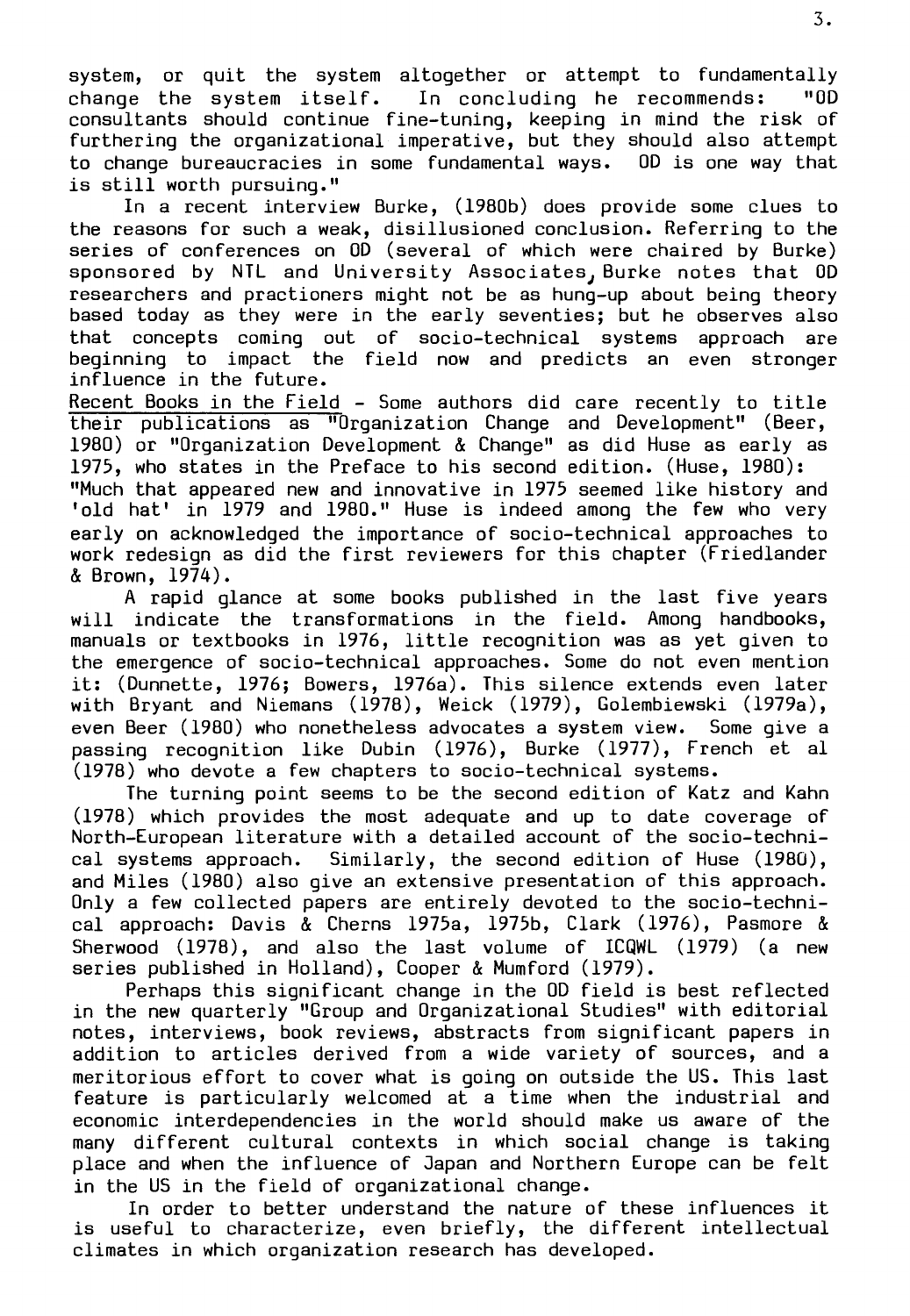system, or quit the system altogether or attempt to fundamentally change the system itself. In concluding he recommends: "OD consultants should continue fine-tuning, keeping in mind the risk of furthering the organizational imperative, but they should also attempt to change bureaucracies in some fundamental ways. OD is one way that is still worth pursuing."

In a recent interview Burke, (1980b) does provide some clues to the reasons for such a weak, disillusioned conclusion. Referring to the series of conferences on OD (several of which were chaired by Burke) sponsored by NTL and University Associates, Burke notes that OD researchers and practioners might not be as hung-up about being theory based today as they were in the early seventies; but he observes also that concepts coming out of socio-technical systems approach are beginning to impact the field now and predicts an even stronger influence in the future.

Recent Books in the Field - Some authors did care recently to title their publications as "Organization Change and Development" (Beer, 1980) or "Organization Development & Change" as did Huse as early as 1975, who states in the Preface to his second edition. (Huse, 1980): "Much that appeared new and innovative in 1975 seemed like history and 'old hat' in 1979 and 1980." Huse is indeed among the few who very early on acknowledged the importance of socio-technical approaches to work redesign as did the first reviewers for this chapter (Friedlander & Brown, 1974).

A rapid glance at some books published in the last five years will indicate the transformations in the field. Among handbooks, manuals or textbooks in 1976, little recognition was as yet given to the emergence of socio-technical approaches. Some do not even mention it: (Dunnette, 1976; Bowers, 1976a). This silence extends even later with Bryant and Niemans (1978), Weick (1979), Golembiewski (1979a), even Beer (1980) who nonetheless advocates a system view. Some give a passing recognition like Dubin (1976), Burke (1977), French et al (1978) who devote a few chapters to socio-technical systems.

The turning point seems to be the second edition of Katz and Kahn (1978) which provides the most adequate and up to date coverage of North-European literature with a detailed account of the socio-technical systems approach. Similarly, the second edition of Huse (1980), and Miles (1980) also give an extensive presentation of this approach. Only a few collected papers are entirely devoted to the socio-technical approach: Davis & Cherns 1975a, 1975b, Clark (1976), Pasmore & Sherwood (1978), and also the last volume of ICQWL (1979) (a new series published in Holland), Cooper & Mumford (1979).

Perhaps this significant change in the OD field is best reflected in the new quarterly "Group and Organizational Studies" with editorial notes, interviews, book reviews, abstracts from significant papers in addition to articles derived from a wide variety of sources, and a meritorious effort to cover what is going on outside the US. This last feature is particularly welcomed at a time when the industrial and economic interdependencies in the world should make us aware of the many different cultural contexts in which social change is taking place and when the influence of Japan and Northern Europe can be felt in the US in the field of organizational change.

In order to better understand the nature of these influences it is useful to characterize, even briefly, the different intellectual climates in which organization research has developed.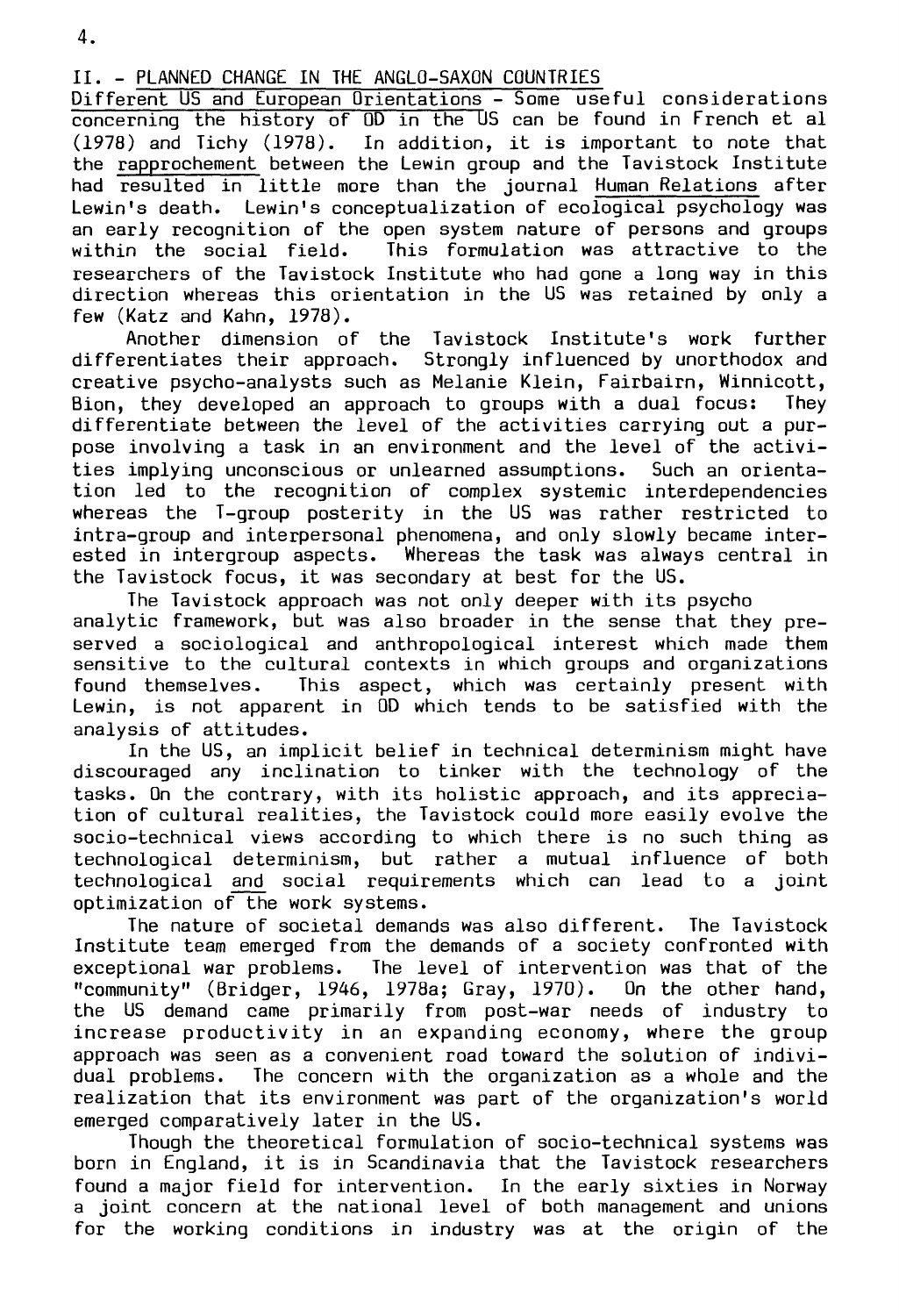## II. - PLANNED CHANGE IN THE ANGLO-SAXON COUNTRIES

Different US and European Orientations - Some useful considerations concerning the history of OD in the US can be found in French et al (1978) and Tichy (1978). In addition, it is important to note that the *rapprochement* between the Lewin group and the Tavistock Institute had resulted in little more than the journal *Human Relations* after Lewin's death. Lewin's conceptualization of ecological psychology was an early recognition of the open system nature of persons and groups within the social field. This formulation was attractive to the researchers of the Tavistock Institute who had gone a long way in this direction whereas this orientation in the US was retained by only a few (Katz and Kahn, 1978).

Another dimension of the Tavistock Institute's work further differentiates their approach. Strongly influenced by unorthodox and creative psycho-analysts such as Melanie Klein, Fairbairn, Winnicott, Bion, they developed an approach to groups with a dual focus: They differentiate between the level of the activities carrying out a purpose involving a task in an environment and the level of the activities implying unconscious or unlearned assumptions. Such an orientation led to the recognition of complex systemic interdependencies whereas the T-group posterity in the US was rather restricted to intra-group and interpersonal phenomena, and only slowly became interested in intergroup aspects. Whereas the task was always central in the Tavistock focus, it was secondary at best for the US.

The Tavistock approach was not only deeper with its psycho analytic framework, but was also broader in the sense that they preserved a sociological and anthropological interest which made them sensitive to the cultural contexts in which groups and organizations found themselves. This aspect, which was certainly present with Lewin, is not apparent in OD which tends to be satisfied with the analysis of attitudes.

In the US, an implicit belief in technical determinism might have discouraged any inclination to tinker with the technology of the tasks. On the contrary, with its holistic approach, and its appreciation of cultural realities, the Tavistock could more easily evolve the socio-technical views according to which there is no such thing as technological determinism, but rather a mutual influence of both technological *and* social requirements which can lead to a joint optimization of the work systems.

The nature of societal demands was also different. The Tavistock Institute team emerged from the demands of a society confronted with exceptional war problems. The level of intervention was that of the "community" (Bridger, 1946, 1978a; Gray, 1970). On the other hand, the US demand came primarily from post-war needs of industry to increase productivity in an expanding economy, where the group approach was seen as a convenient road toward the solution of individual problems. The concern with the organization as a whole and the realization that its environment was part of the organization's world emerged comparatively later in the US.

Though the theoretical formulation of socio-technical systems was born in England, it is in Scandinavia that the Tavistock researchers found a major field for intervention. In the early sixties in Norway a joint concern at the national level of both management and unions for the working conditions in industry was at the origin of the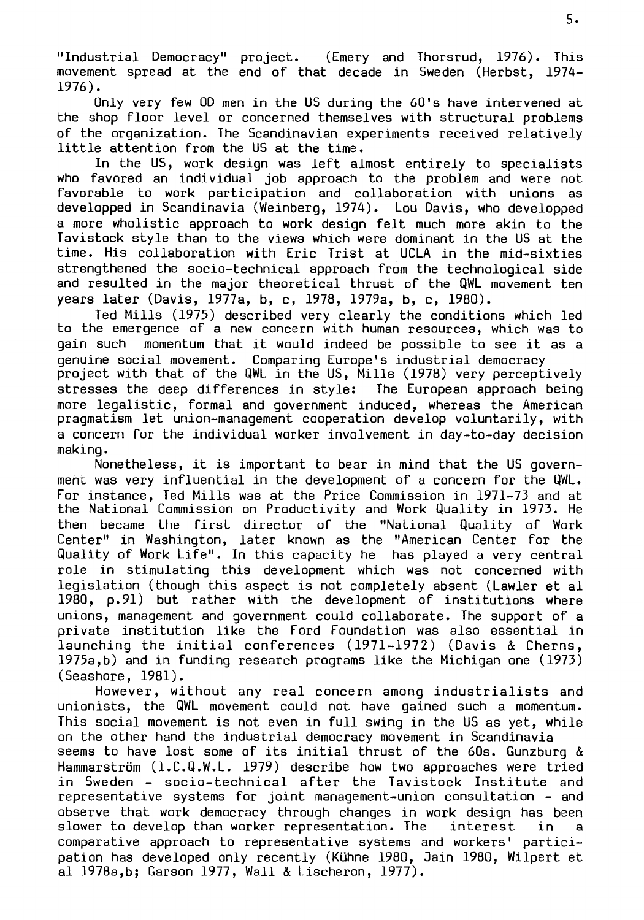"Industrial Democracy" project. (Emery and Thorsrud, 1976). This movement spread at the end of that decade in Sweden (Herbst, 1974-1976).

Only very few OD men in the US during the 60's have intervened at the shop floor level or concerned themselves with structural problems of the organization. The Scandinavian experiments received relatively little attention from the US at the time.

In the US, work design was left almost entirely to specialists who favored an individual job approach to the problem and were not favorable to work participation and collaboration with unions as developped in Scandinavia (Weinberg, 1974). Lou Davis, who developped a more wholistic approach to work design felt much more akin to the Tavistock style than to the views which were dominant in the US at the time. His collaboration with Eric Trist at UCLA in the mid-sixties strengthened the socio-technical approach from the technological side and resulted in the major theoretical thrust of the QWL movement ten years later (Davis, 1977a, b, c, 1978, 1979a, b, c, 1980).

Ted Mills (1975) described very clearly the conditions which led to the emergence of a new concern with human resources, which was to gain such momentum that it would indeed be possible to see it as a genuine social movement. Comparing Europe's industrial democracy project with that of the QWL in the US, Mills (1978) very perceptively stresses the deep differences in style: The European approach being more legalistic, formal and government induced, whereas the American pragmatism let union-management cooperation develop voluntarily, with a concern for the individual worker involvement in day-to-day decision making.

Nonetheless, it is important to bear in mind that the US government was very influential in the development of a concern for the QWL. For instance, Ted Mills was at the Price Commission in 1971-73 and at the National Commission on Productivity and Work Quality in 1973. He then became the first director of the "National Quality of Work Center" in Washington, later known as the "American Center for the Quality of Work Life". In this capacity he has played a very central role in stimulating this development which was not concerned with legislation (though this aspect is not completely absent (Lawler et al 1980, p.91) but rather with the development of institutions where unions, management and government could collaborate. The support of a private institution like the Ford Foundation was also essential in launching the initial conferences (1971-1972) (Davis & Cherns, 1975a,b) and in funding research programs like the Michigan one (1973) (Seashore, 1981).

However, without any real concern among industrialists and unionists, the QWL movement could not have gained such a momentum. This social movement is not even in full swing in the US as yet, while on the other hand the industrial democracy movement in Scandinavia seems to have lost some of its initial thrust of the 60s. Gunzburg & Hammarström (I.C.Q.W.L. 1979) describe how two approaches were tried in Sweden - socio-technical after the Tavistock Institute and representative systems for joint management-union consultation - and observe that work democracy through changes in work design has been slower to develop than worker representation. The interest in a comparative approach to representative systems and workers' participation has developed only recently (Kühne 1980, Jain 1980, Wilpert et al 1978a,b; Garson 1977, Wall & Lischeron, 1977).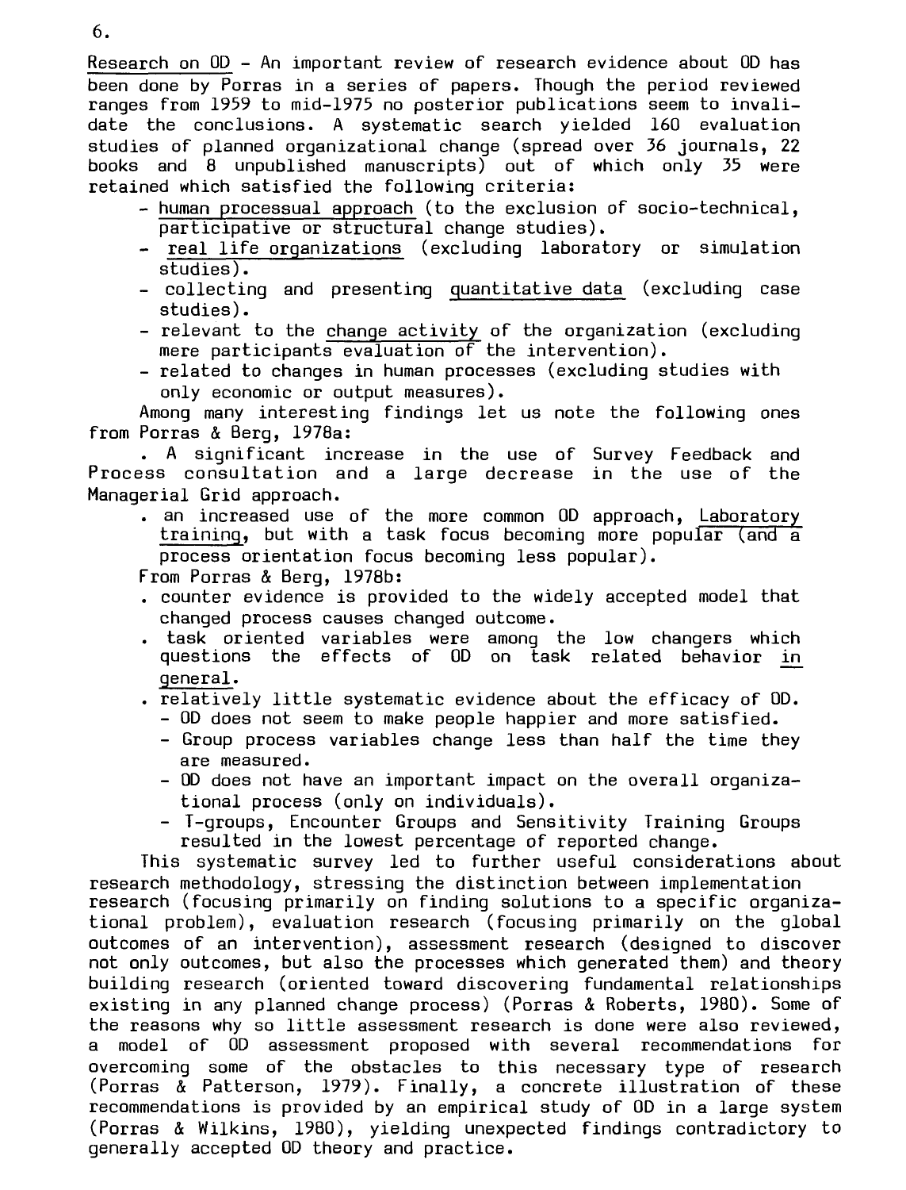Research on OD - An important review of research evidence about OD has been done by Porras in a series of papers. Though the period reviewed ranges from 1959 to mid-1975 no posterior publications seem to invalidate the conclusions. A systematic search yielded 160 evaluation studies of planned organizational change (spread over 36 journals, 22 books and 8 unpublished manuscripts) out of which only 35 were retained which satisfied the following criteria:

- human processual approach (to the exclusion of socio-technical, participative or structural change studies).
- real life organizations (excluding laboratory or simulation studies).
- collecting and presenting quantitative data (excluding case studies).
- relevant to the change activity of the organization (excluding mere participants evaluation of the intervention).
- related to changes in human processes (excluding studies with only economic or output measures).

Among many interesting findings let us note the following ones from Porras & Berg, 1978a:

. A significant increase in the use of Survey Feedback and Process consultation and a large decrease in the use of the Managerial Grid approach.

. an increased use of the more common OD approach, Laboratory training, but with a task focus becoming more popular (and a process orientation focus becoming less popular).

From Porras & Berg, 1978b:

. counter evidence is provided to the widely accepted model that changed process causes changed outcome.

. task oriented variables were among the low changers which questions the effects of OD on task related behavior in general.

. relatively little systematic evidence about the efficacy of OD.
  - OD does not seem to make people happier and more satisfied.
  - Group process variables change less than half the time they are measured.
  - OD does not have an important impact on the overall organizational process (only on individuals).
  - T-groups, Encounter Groups and Sensitivity Training Groups resulted in the lowest percentage of reported change.

This systematic survey led to further useful considerations about research methodology, stressing the distinction between implementation research (focusing primarily on finding solutions to a specific organizational problem), evaluation research (focusing primarily on the global outcomes of an intervention), assessment research (designed to discover not only outcomes, but also the processes which generated them) and theory building research (oriented toward discovering fundamental relationships existing in any planned change process) (Porras & Roberts, 1980). Some of the reasons why so little assessment research is done were also reviewed, a model of OD assessment proposed with several recommendations for overcoming some of the obstacles to this necessary type of research (Porras & Patterson, 1979). Finally, a concrete illustration of these recommendations is provided by an empirical study of OD in a large system (Porras & Wilkins, 1980), yielding unexpected findings contradictory to generally accepted OD theory and practice.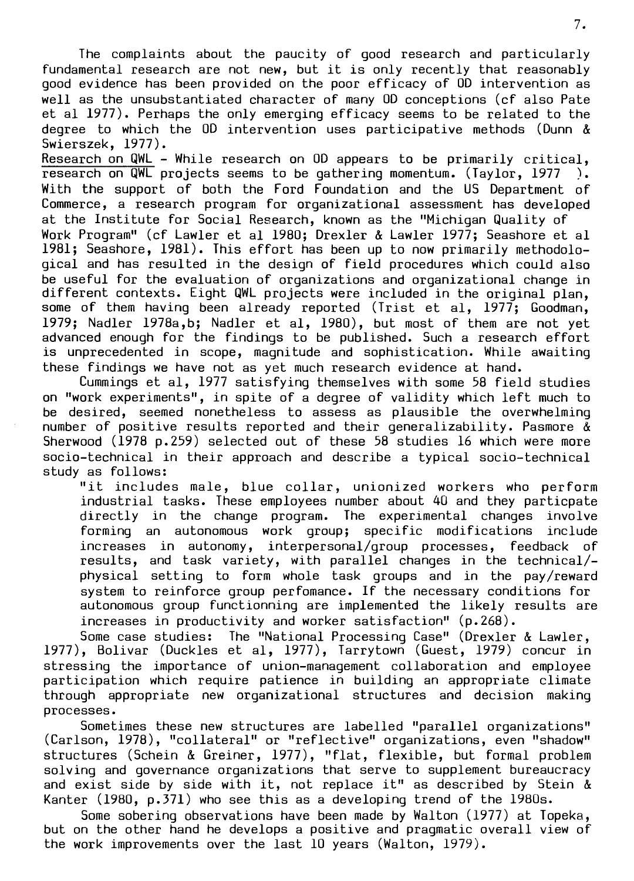The complaints about the paucity of good research and particularly fundamental research are not new, but it is only recently that reasonably good evidence has been provided on the poor efficacy of OD intervention as well as the unsubstantiated character of many OD conceptions (cf also Pate et al 1977). Perhaps the only emerging efficacy seems to be related to the degree to which the OD intervention uses participative methods (Dunn & Swierszek, 1977).

Research on QWL - While research on OD appears to be primarily critical, research on QWL projects seems to be gathering momentum. (Taylor, 1977 ). With the support of both the Ford Foundation and the US Department of Commerce, a research program for organizational assessment has developed at the Institute for Social Research, known as the "Michigan Quality of Work Program" (cf Lawler et al 1980; Drexler & Lawler 1977; Seashore et al 1981; Seashore, 1981). This effort has been up to now primarily methodological and has resulted in the design of field procedures which could also be useful for the evaluation of organizations and organizational change in different contexts. Eight QWL projects were included in the original plan, some of them having been already reported (Trist et al, 1977; Goodman, 1979; Nadler 1978a,b; Nadler et al, 1980), but most of them are not yet advanced enough for the findings to be published. Such a research effort is unprecedented in scope, magnitude and sophistication. While awaiting these findings we have not as yet much research evidence at hand.

Cummings et al, 1977 satisfying themselves with some 58 field studies on "work experiments", in spite of a degree of validity which left much to be desired, seemed nonetheless to assess as plausible the overwhelming number of positive results reported and their generalizability. Pasmore & Sherwood (1978 p.259) selected out of these 58 studies 16 which were more socio-technical in their approach and describe a typical socio-technical study as follows:

> "it includes male, blue collar, unionized workers who perform industrial tasks. These employees number about 40 and they particpate directly in the change program. The experimental changes involve forming an autonomous work group; specific modifications include increases in autonomy, interpersonal/group processes, feedback of results, and task variety, with parallel changes in the technical/-physical setting to form whole task groups and in the pay/reward system to reinforce group perfomance. If the necessary conditions for autonomous group functionning are implemented the likely results are increases in productivity and worker satisfaction" (p.268).

Some case studies: The "National Processing Case" (Drexler & Lawler, 1977), Bolivar (Duckles et al, 1977), Tarrytown (Guest, 1979) concur in stressing the importance of union-management collaboration and employee participation which require patience in building an appropriate climate through appropriate new organizational structures and decision making processes.

Sometimes these new structures are labelled "parallel organizations" (Carlson, 1978), "collateral" or "reflective" organizations, even "shadow" structures (Schein & Greiner, 1977), "flat, flexible, but formal problem solving and governance organizations that serve to supplement bureaucracy and exist side by side with it, not replace it" as described by Stein & Kanter (1980, p.371) who see this as a developing trend of the 1980s.

Some sobering observations have been made by Walton (1977) at Topeka, but on the other hand he develops a positive and pragmatic overall view of the work improvements over the last 10 years (Walton, 1979).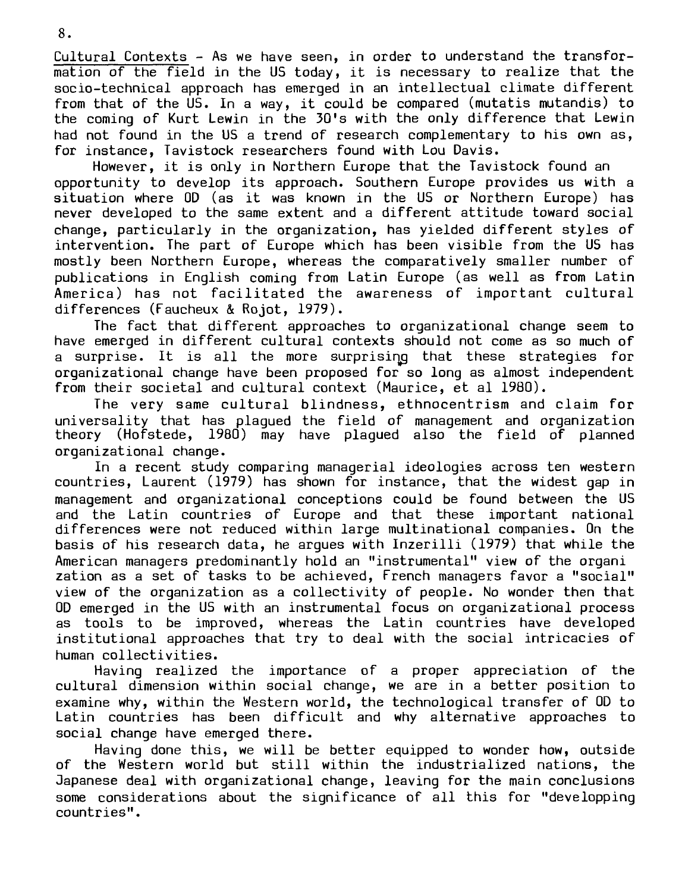Cultural Contexts - As we have seen, in order to understand the transformation of the field in the US today, it is necessary to realize that the socio-technical approach has emerged in an intellectual climate different from that of the US. In a way, it could be compared (mutatis mutandis) to the coming of Kurt Lewin in the 30's with the only difference that Lewin had not found in the US a trend of research complementary to his own as, for instance, Tavistock researchers found with Lou Davis.

However, it is only in Northern Europe that the Tavistock found an opportunity to develop its approach. Southern Europe provides us with a situation where OD (as it was known in the US or Northern Europe) has never developed to the same extent and a different attitude toward social change, particularly in the organization, has yielded different styles of intervention. The part of Europe which has been visible from the US has mostly been Northern Europe, whereas the comparatively smaller number of publications in English coming from Latin Europe (as well as from Latin America) has not facilitated the awareness of important cultural differences (Faucheux & Rojot, 1979).

The fact that different approaches to organizational change seem to have emerged in different cultural contexts should not come as so much of a surprise. It is all the more surprising that these strategies for organizational change have been proposed for so long as almost independent from their societal and cultural context (Maurice, et al 1980).

The very same cultural blindness, ethnocentrism and claim for universality that has plagued the field of management and organization theory (Hofstede, 1980) may have plagued also the field of planned organizational change.

In a recent study comparing managerial ideologies across ten western countries, Laurent (1979) has shown for instance, that the widest gap in management and organizational conceptions could be found between the US and the Latin countries of Europe and that these important national differences were not reduced within large multinational companies. On the basis of his research data, he argues with Inzerilli (1979) that while the American managers predominantly hold an "instrumental" view of the organization as a set of tasks to be achieved, French managers favor a "social" view of the organization as a collectivity of people. No wonder then that OD emerged in the US with an instrumental focus on organizational process as tools to be improved, whereas the Latin countries have developed institutional approaches that try to deal with the social intricacies of human collectivities.

Having realized the importance of a proper appreciation of the cultural dimension within social change, we are in a better position to examine why, within the Western world, the technological transfer of OD to Latin countries has been difficult and why alternative approaches to social change have emerged there.

Having done this, we will be better equipped to wonder how, outside of the Western world but still within the industrialized nations, the Japanese deal with organizational change, leaving for the main conclusions some considerations about the significance of all this for "developping countries".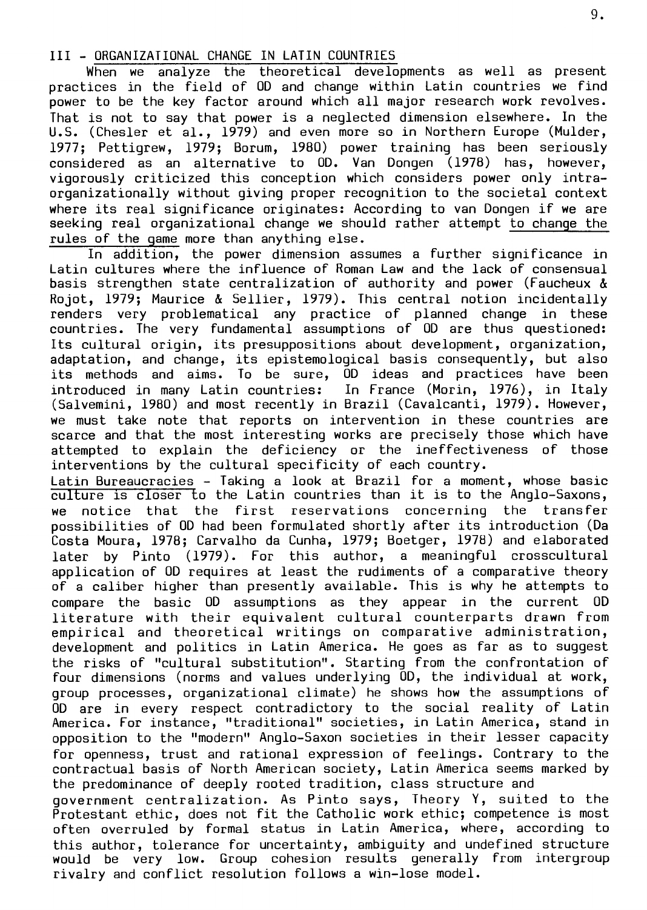## III - ORGANIZATIONAL CHANGE IN LATIN COUNTRIES

When we analyze the theoretical developments as well as present practices in the field of OD and change within Latin countries we find power to be the key factor around which all major research work revolves. That is not to say that power is a neglected dimension elsewhere. In the U.S. (Chesler et al., 1979) and even more so in Northern Europe (Mulder, 1977; Pettigrew, 1979; Borum, 1980) power training has been seriously considered as an alternative to OD. Van Dongen (1978) has, however, vigorously criticized this conception which considers power only intra-organizationally without giving proper recognition to the societal context where its real significance originates: According to van Dongen if we are seeking real organizational change we should rather attempt to change the rules of the game more than anything else.

In addition, the power dimension assumes a further significance in Latin cultures where the influence of Roman Law and the lack of consensual basis strengthen state centralization of authority and power (Faucheux & Rojot, 1979; Maurice & Sellier, 1979). This central notion incidentally renders very problematical any practice of planned change in these countries. The very fundamental assumptions of OD are thus questioned: Its cultural origin, its presuppositions about development, organization, adaptation, and change, its epistemological basis consequently, but also its methods and aims. To be sure, OD ideas and practices have been introduced in many Latin countries: In France (Morin, 1976), in Italy (Salvemini, 1980) and most recently in Brazil (Cavalcanti, 1979). However, we must take note that reports on intervention in these countries are scarce and that the most interesting works are precisely those which have attempted to explain the deficiency or the ineffectiveness of those interventions by the cultural specificity of each country.

Latin Bureaucracies - Taking a look at Brazil for a moment, whose basic culture is closer to the Latin countries than it is to the Anglo-Saxons, we notice that the first reservations concerning the transfer possibilities of OD had been formulated shortly after its introduction (Da Costa Moura, 1978; Carvalho da Cunha, 1979; Boetger, 1978) and elaborated later by Pinto (1979). For this author, a meaningful crosscultural application of OD requires at least the rudiments of a comparative theory of a caliber higher than presently available. This is why he attempts to compare the basic OD assumptions as they appear in the current OD literature with their equivalent cultural counterparts drawn from empirical and theoretical writings on comparative administration, development and politics in Latin America. He goes as far as to suggest the risks of "cultural substitution". Starting from the confrontation of four dimensions (norms and values underlying OD, the individual at work, group processes, organizational climate) he shows how the assumptions of OD are in every respect contradictory to the social reality of Latin America. For instance, "traditional" societies, in Latin America, stand in opposition to the "modern" Anglo-Saxon societies in their lesser capacity for openness, trust and rational expression of feelings. Contrary to the contractual basis of North American society, Latin America seems marked by the predominance of deeply rooted tradition, class structure and government centralization. As Pinto says, Theory Y, suited to the Protestant ethic, does not fit the Catholic work ethic; competence is most often overruled by formal status in Latin America, where, according to this author, tolerance for uncertainty, ambiguity and undefined structure would be very low. Group cohesion results generally from intergroup rivalry and conflict resolution follows a win-lose model.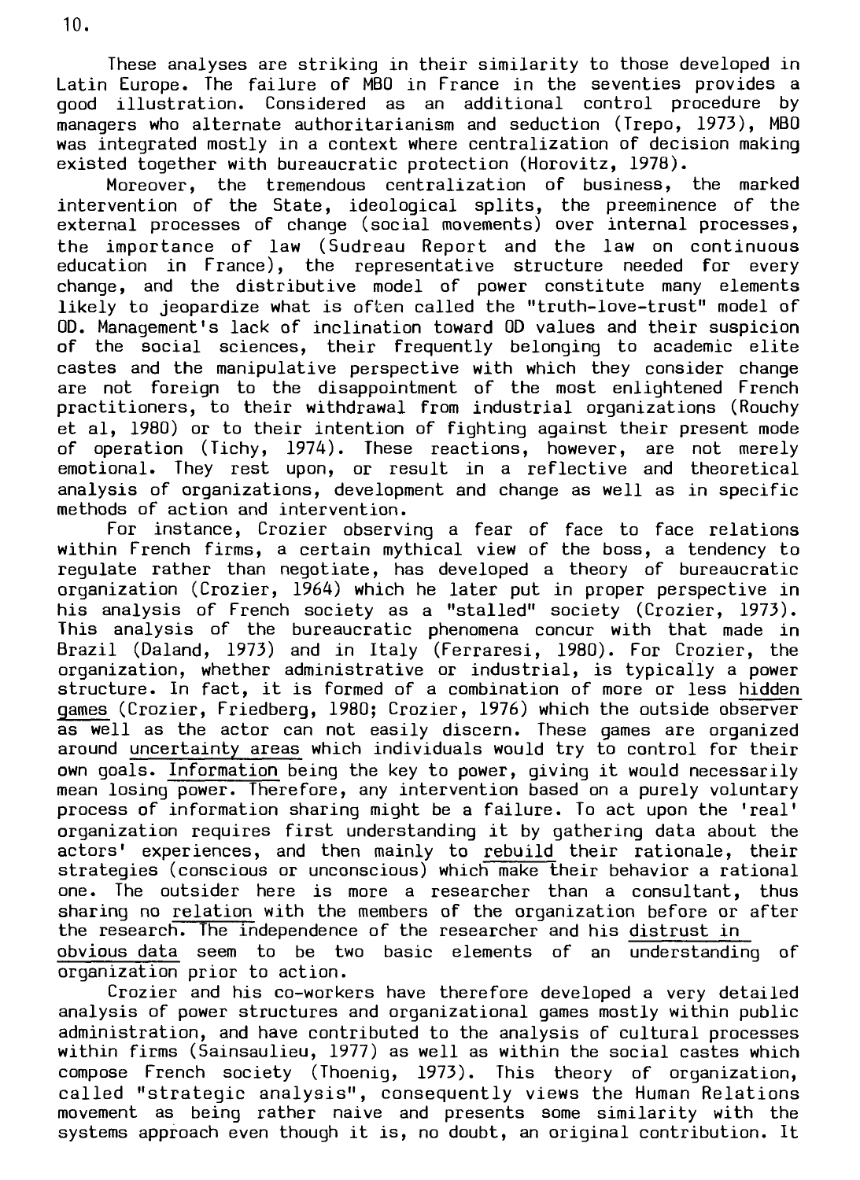These analyses are striking in their similarity to those developed in Latin Europe. The failure of MBO in France in the seventies provides a good illustration. Considered as an additional control procedure by managers who alternate authoritarianism and seduction (Trepo, 1973), MBO was integrated mostly in a context where centralization of decision making existed together with bureaucratic protection (Horovitz, 1978).

Moreover, the tremendous centralization of business, the marked intervention of the State, ideological splits, the preeminence of the external processes of change (social movements) over internal processes, the importance of law (Sudreau Report and the law on continuous education in France), the representative structure needed for every change, and the distributive model of power constitute many elements likely to jeopardize what is often called the "truth-love-trust" model of OD. Management's lack of inclination toward OD values and their suspicion of the social sciences, their frequently belonging to academic elite castes and the manipulative perspective with which they consider change are not foreign to the disappointment of the most enlightened French practitioners, to their withdrawal from industrial organizations (Rouchy et al, 1980) or to their intention of fighting against their present mode of operation (Tichy, 1974). These reactions, however, are not merely emotional. They rest upon, or result in a reflective and theoretical analysis of organizations, development and change as well as in specific methods of action and intervention.

For instance, Crozier observing a fear of face to face relations within French firms, a certain mythical view of the boss, a tendency to regulate rather than negotiate, has developed a theory of bureaucratic organization (Crozier, 1964) which he later put in proper perspective in his analysis of French society as a "stalled" society (Crozier, 1973). This analysis of the bureaucratic phenomena concur with that made in Brazil (Daland, 1973) and in Italy (Ferraresi, 1980). For Crozier, the organization, whether administrative or industrial, is typically a power structure. In fact, it is formed of a combination of more or less <u>hidden games</u> (Crozier, Friedberg, 1980; Crozier, 1976) which the outside observer as well as the actor can not easily discern. These games are organized around <u>uncertainty areas</u> which individuals would try to control for their own goals. <u>Information</u> being the key to power, giving it would necessarily mean losing power. Therefore, any intervention based on a purely voluntary process of information sharing might be a failure. To act upon the 'real' organization requires first understanding it by gathering data about the actors' experiences, and then mainly to <u>rebuild</u> their rationale, their strategies (conscious or unconscious) which make their behavior a rational one. The outsider here is more a researcher than a consultant, thus sharing no <u>relation</u> with the members of the organization before or after the research. The independence of the researcher and his <u>distrust in obvious data</u> seem to be two basic elements of an <u>understanding of organization</u> prior to action.

Crozier and his co-workers have therefore developed a very detailed analysis of power structures and organizational games mostly within public administration, and have contributed to the analysis of cultural processes within firms (Sainsaulieu, 1977) as well as within the social castes which compose French society (Thoenig, 1973). This theory of organization, called "strategic analysis", consequently views the Human Relations movement as being rather naive and presents some similarity with the systems approach even though it is, no doubt, an original contribution. It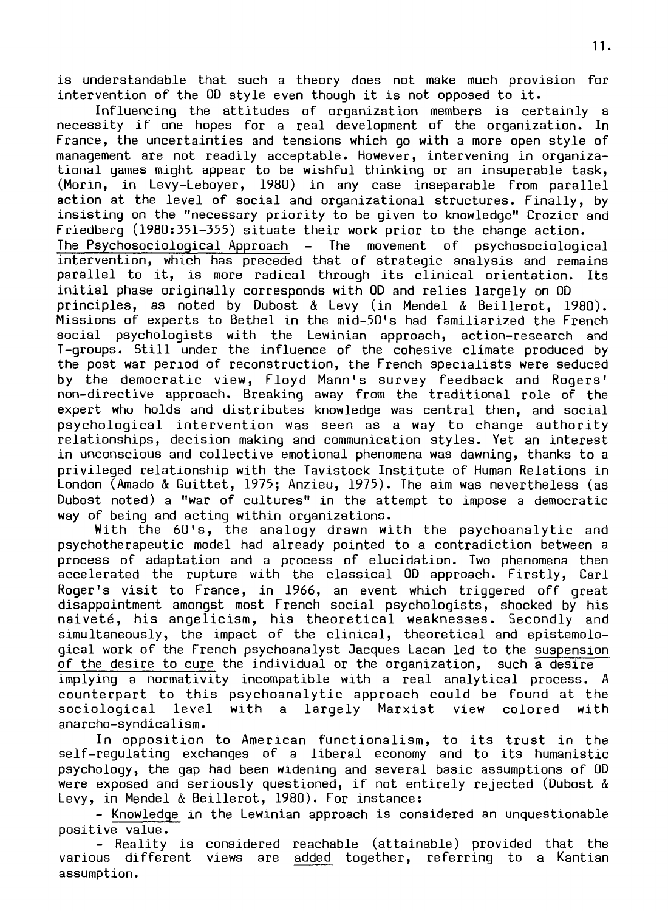is understandable that such a theory does not make much provision for intervention of the OD style even though it is not opposed to it.

Influencing the attitudes of organization members is certainly a necessity if one hopes for a real development of the organization. In France, the uncertainties and tensions which go with a more open style of management are not readily acceptable. However, intervening in organizational games might appear to be wishful thinking or an insuperable task, (Morin, in Levy-Leboyer, 1980) in any case inseparable from parallel action at the level of social and organizational structures. Finally, by insisting on the "necessary priority to be given to knowledge" Crozier and Friedberg (1980:351-355) situate their work prior to the change action.

The Psychosociological Approach - The movement of psychosociological intervention, which has preceded that of strategic analysis and remains parallel to it, is more radical through its clinical orientation. Its initial phase originally corresponds with OD and relies largely on OD principles, as noted by Dubost & Levy (in Mendel & Beillerot, 1980). Missions of experts to Bethel in the mid-50's had familiarized the French social psychologists with the Lewinian approach, action-research and T-groups. Still under the influence of the cohesive climate produced by the post war period of reconstruction, the French specialists were seduced by the democratic view, Floyd Mann's survey feedback and Rogers' non-directive approach. Breaking away from the traditional role of the expert who holds and distributes knowledge was central then, and social psychological intervention was seen as a way to change authority relationships, decision making and communication styles. Yet an interest in unconscious and collective emotional phenomena was dawning, thanks to a privileged relationship with the Tavistock Institute of Human Relations in London (Amado & Guittet, 1975; Anzieu, 1975). The aim was nevertheless (as Dubost noted) a "war of cultures" in the attempt to impose a democratic way of being and acting within organizations.

With the 60's, the analogy drawn with the psychoanalytic and psychotherapeutic model had already pointed to a contradiction between a process of adaptation and a process of elucidation. Two phenomena then accelerated the rupture with the classical OD approach. Firstly, Carl Roger's visit to France, in 1966, an event which triggered off great disappointment amongst most French social psychologists, shocked by his naiveté, his angelicism, his theoretical weaknesses. Secondly and simultaneously, the impact of the clinical, theoretical and epistemological work of the French psychoanalyst Jacques Lacan led to the suspension of the desire to cure the individual or the organization, such a desire implying a normativity incompatible with a real analytical process. A counterpart to this psychoanalytic approach could be found at the sociological level with a largely Marxist view colored with anarcho-syndicalism.

In opposition to American functionalism, to its trust in the self-regulating exchanges of a liberal economy and to its humanistic psychology, the gap had been widening and several basic assumptions of OD were exposed and seriously questioned, if not entirely rejected (Dubost & Levy, in Mendel & Beillerot, 1980). For instance:

- Knowledge in the Lewinian approach is considered an unquestionable positive value.
- Reality is considered reachable (attainable) provided that the various different views are added together, referring to a Kantian assumption.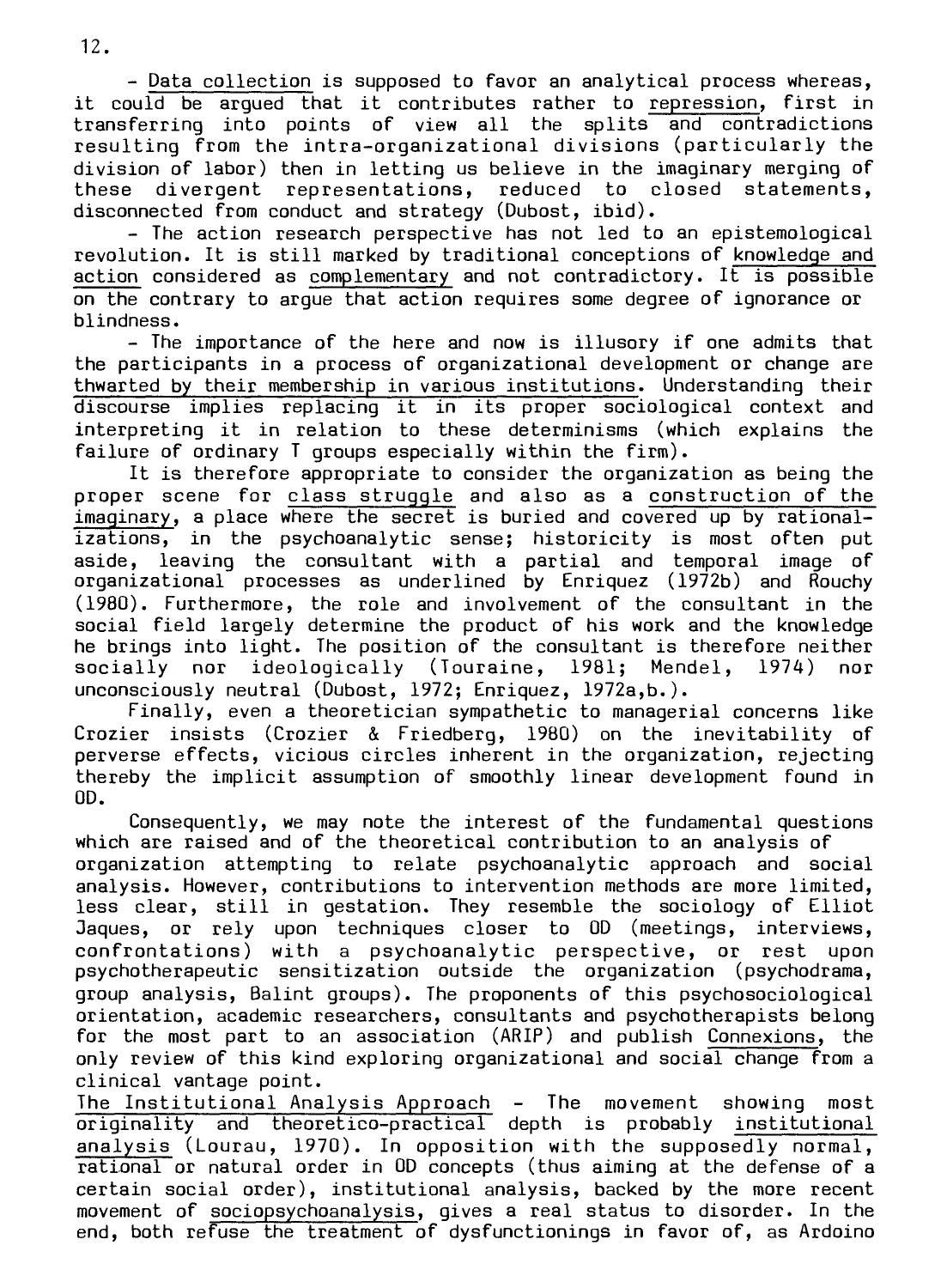- Data collection is supposed to favor an analytical process whereas, it could be argued that it contributes rather to repression, first in transferring into points of view all the splits and contradictions resulting from the intra-organizational divisions (particularly the division of labor) then in letting us believe in the imaginary merging of these divergent representations, reduced to closed statements, disconnected from conduct and strategy (Dubost, ibid).

- The action research perspective has not led to an epistemological revolution. It is still marked by traditional conceptions of knowledge and action considered as complementary and not contradictory. It is possible on the contrary to argue that action requires some degree of ignorance or blindness.

- The importance of the here and now is illusory if one admits that the participants in a process of organizational development or change are thwarted by their membership in various institutions. Understanding their discourse implies replacing it in its proper sociological context and interpreting it in relation to these determinisms (which explains the failure of ordinary T groups especially within the firm).

It is therefore appropriate to consider the organization as being the proper scene for class struggle and also as a construction of the imaginary, a place where the secret is buried and covered up by rationalizations, in the psychoanalytic sense; historicity is most often put aside, leaving the consultant with a partial and temporal image of organizational processes as underlined by Enriquez (1972b) and Rouchy (1980). Furthermore, the role and involvement of the consultant in the social field largely determine the product of his work and the knowledge he brings into light. The position of the consultant is therefore neither socially nor ideologically (Touraine, 1981; Mendel, 1974) nor unconsciously neutral (Dubost, 1972; Enriquez, 1972a,b.).

Finally, even a theoretician sympathetic to managerial concerns like Crozier insists (Crozier & Friedberg, 1980) on the inevitability of perverse effects, vicious circles inherent in the organization, rejecting thereby the implicit assumption of smoothly linear development found in OD.

Consequently, we may note the interest of the fundamental questions which are raised and of the theoretical contribution to an analysis of organization attempting to relate psychoanalytic approach and social analysis. However, contributions to intervention methods are more limited, less clear, still in gestation. They resemble the sociology of Elliot Jaques, or rely upon techniques closer to OD (meetings, interviews, confrontations) with a psychoanalytic perspective, or rest upon psychotherapeutic sensitization outside the organization (psychodrama, group analysis, Balint groups). The proponents of this psychosociological orientation, academic researchers, consultants and psychotherapists belong for the most part to an association (ARIP) and publish Connexions, the only review of this kind exploring organizational and social change from a clinical vantage point.

The Institutional Analysis Approach - The movement showing most originality and theoretico-practical depth is probably institutional analysis (Lourau, 1970). In opposition with the supposedly normal, rational or natural order in OD concepts (thus aiming at the defense of a certain social order), institutional analysis, backed by the more recent movement of sociopsychoanalysis, gives a real status to disorder. In the end, both refuse the treatment of dysfunctionings in favor of, as Ardoino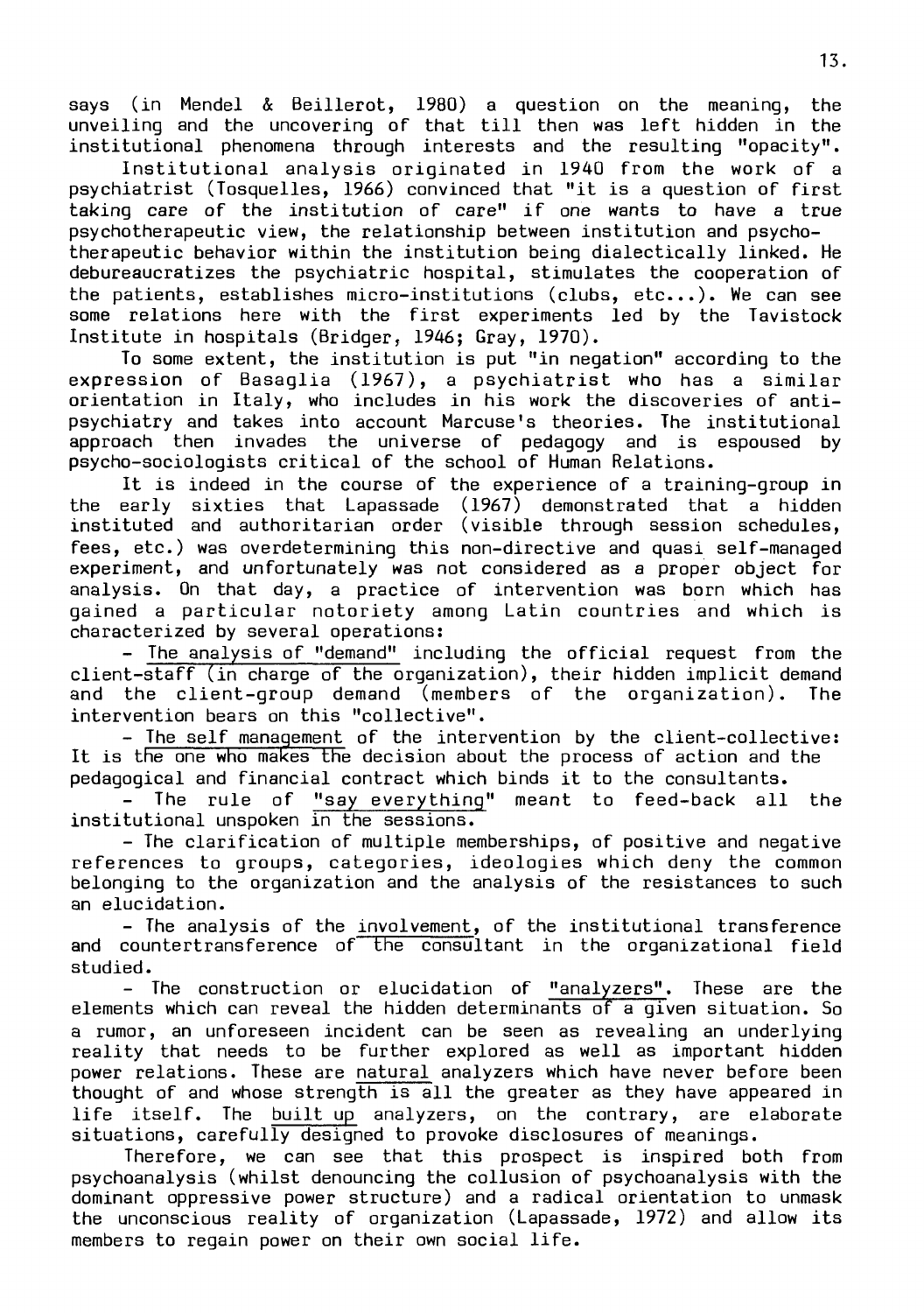says (in Mendel & Beillerot, 1980) a question on the meaning, the unveiling and the uncovering of that till then was left hidden in the institutional phenomena through interests and the resulting "opacity".

Institutional analysis originated in 1940 from the work of a psychiatrist (Tosquelles, 1966) convinced that "it is a question of first taking care of the institution of care" if one wants to have a true psychotherapeutic view, the relationship between institution and psychotherapeutic behavior within the institution being dialectically linked. He debureaucratizes the psychiatric hospital, stimulates the cooperation of the patients, establishes micro-institutions (clubs, etc...). We can see some relations here with the first experiments led by the Tavistock Institute in hospitals (Bridger, 1946; Gray, 1970).

To some extent, the institution is put "in negation" according to the expression of Basaglia (1967), a psychiatrist who has a similar orientation in Italy, who includes in his work the discoveries of antipsychiatry and takes into account Marcuse's theories. The institutional approach then invades the universe of pedagogy and is espoused by psycho-sociologists critical of the school of Human Relations.

It is indeed in the course of the experience of a training-group in the early sixties that Lapassade (1967) demonstrated that a hidden instituted and authoritarian order (visible through session schedules, fees, etc.) was overdetermining this non-directive and quasi self-managed experiment, and unfortunately was not considered as a proper object for analysis. On that day, a practice of intervention was born which has gained a particular notoriety among Latin countries and which is characterized by several operations:

- The analysis of "demand" including the official request from the client-staff (in charge of the organization), their hidden implicit demand and the client-group demand (members of the organization). The intervention bears on this "collective".
- The self management of the intervention by the client-collective: It is the one who makes the decision about the process of action and the pedagogical and financial contract which binds it to the consultants.
- The rule of "say everything" meant to feed-back all the institutional unspoken in the sessions.
- The clarification of multiple memberships, of positive and negative references to groups, categories, ideologies which deny the common belonging to the organization and the analysis of the resistances to such an elucidation.
- The analysis of the involvement, of the institutional transference and countertransference of the consultant in the organizational field studied.
- The construction or elucidation of "analyzers". These are the elements which can reveal the hidden determinants of a given situation. So a rumor, an unforeseen incident can be seen as revealing an underlying reality that needs to be further explored as well as important hidden power relations. These are natural analyzers which have never before been thought of and whose strength is all the greater as they have appeared in life itself. The built up analyzers, on the contrary, are elaborate situations, carefully designed to provoke disclosures of meanings.

Therefore, we can see that this prospect is inspired both from psychoanalysis (whilst denouncing the collusion of psychoanalysis with the dominant oppressive power structure) and a radical orientation to unmask the unconscious reality of organization (Lapassade, 1972) and allow its members to regain power on their own social life.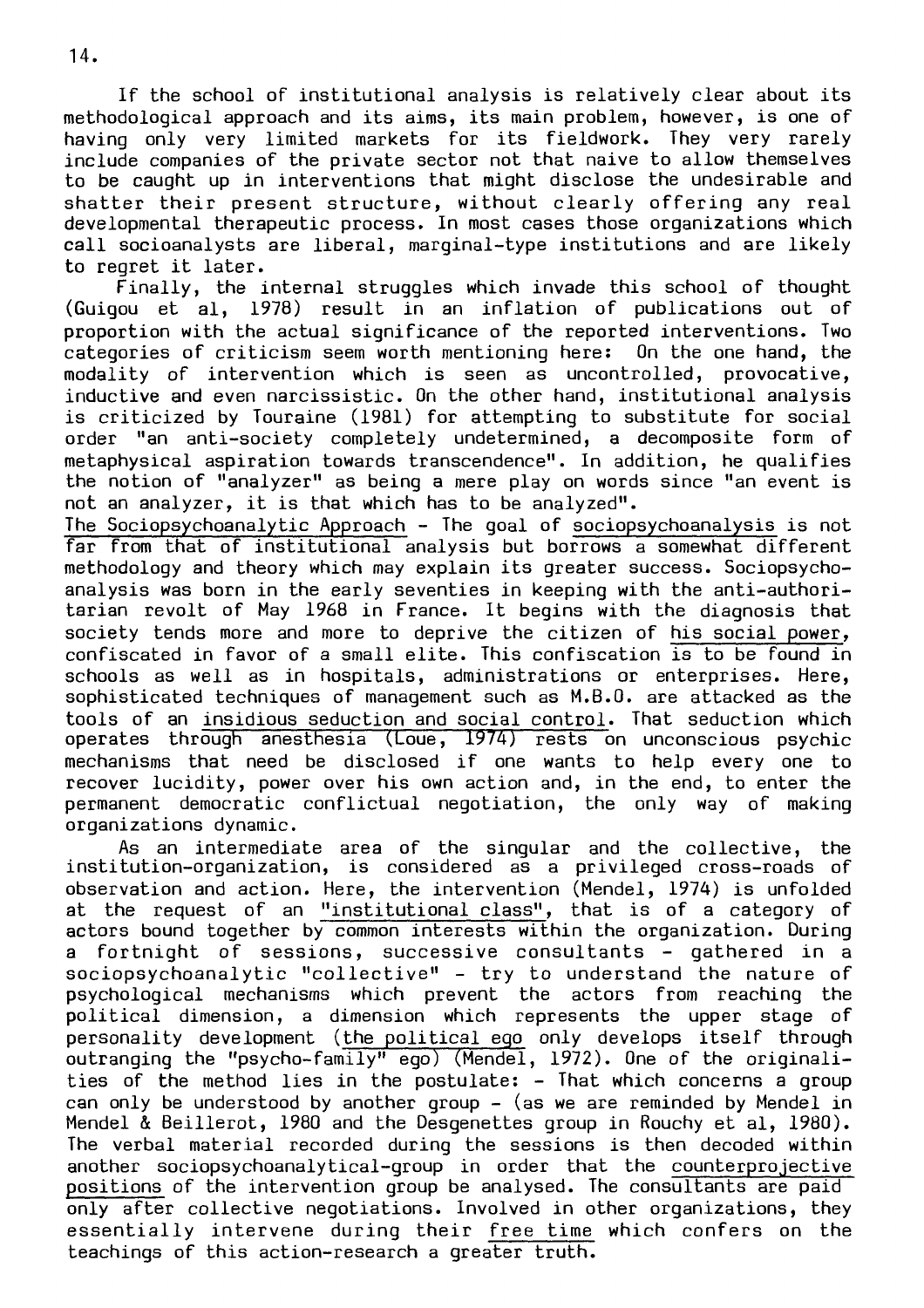If the school of institutional analysis is relatively clear about its methodological approach and its aims, its main problem, however, is one of having only very limited markets for its fieldwork. They very rarely include companies of the private sector not that naive to allow themselves to be caught up in interventions that might disclose the undesirable and shatter their present structure, without clearly offering any real developmental therapeutic process. In most cases those organizations which call socioanalysts are liberal, marginal-type institutions and are likely to regret it later.

Finally, the internal struggles which invade this school of thought (Guigou et al, 1978) result in an inflation of publications out of proportion with the actual significance of the reported interventions. Two categories of criticism seem worth mentioning here: On the one hand, the modality of intervention which is seen as uncontrolled, provocative, inductive and even narcissistic. On the other hand, institutional analysis is criticized by Touraine (1981) for attempting to substitute for social order "an anti-society completely undetermined, a decomposite form of metaphysical aspiration towards transcendence". In addition, he qualifies the notion of "analyzer" as being a mere play on words since "an event is not an analyzer, it is that which has to be analyzed".

<u>The Sociopsychoanalytic Approach</u> - The goal of <u>sociopsychoanalysis</u> is not far from that of institutional analysis but borrows a somewhat different methodology and theory which may explain its greater success. Sociopsychoanalysis was born in the early seventies in keeping with the anti-authoritarian revolt of May 1968 in France. It begins with the diagnosis that society tends more and more to deprive the citizen of <u>his social power</u>, confiscated in favor of a small elite. This confiscation is to be found in schools as well as in hospitals, administrations or enterprises. Here, sophisticated techniques of management such as M.B.O. are attacked as the tools of an <u>insidious seduction and social control</u>. That seduction which operates through anesthesia (Loue, 1974) rests on unconscious psychic mechanisms that need be disclosed if one wants to help every one to recover lucidity, power over his own action and, in the end, to enter the permanent democratic conflictual negotiation, the only way of making organizations dynamic.

As an intermediate area of the singular and the collective, the institution-organization, is considered as a privileged cross-roads of observation and action. Here, the intervention (Mendel, 1974) is unfolded at the request of an <u>"institutional class"</u>, that is of a category of actors bound together by common interests within the organization. During a fortnight of sessions, successive consultants - gathered in a sociopsychoanalytic "collective" - try to understand the nature of psychological mechanisms which prevent the actors from reaching the political dimension, a dimension which represents the upper stage of personality development (<u>the political ego</u> only develops itself through outranging the "psycho-family" ego) (Mendel, 1972). One of the originalities of the method lies in the postulate: - That which concerns a group can only be understood by another group - (as we are reminded by Mendel in Mendel & Beillerot, 1980 and the Desgenettes group in Rouchy et al, 1980). The verbal material recorded during the sessions is then decoded within another sociopsychoanalytical-group in order that the <u>counterprojective positions</u> of the intervention group be analysed. The consultants are paid only after collective negotiations. Involved in other organizations, they essentially intervene during their <u>free time</u> which confers on the teachings of this action-research a greater truth.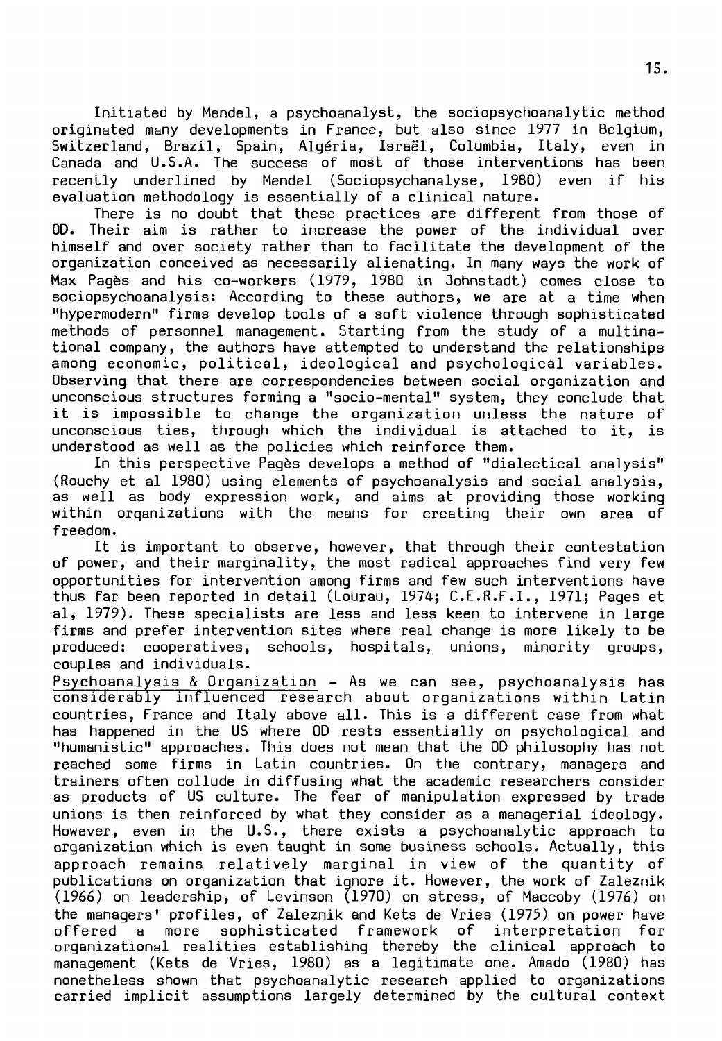Initiated by Mendel, a psychoanalyst, the sociopsychoanalytic method originated many developments in France, but also since 1977 in Belgium, Switzerland, Brazil, Spain, Algéria, Israël, Columbia, Italy, even in Canada and U.S.A. The success of most of those interventions has been recently underlined by Mendel (Sociopsychanalyse, 1980) even if his evaluation methodology is essentially of a clinical nature.

There is no doubt that these practices are different from those of OD. Their aim is rather to increase the power of the individual over himself and over society rather than to facilitate the development of the organization conceived as necessarily alienating. In many ways the work of Max Pagès and his co-workers (1979, 1980 in Johnstadt) comes close to sociopsychoanalysis: According to these authors, we are at a time when "hypermodern" firms develop tools of a soft violence through sophisticated methods of personnel management. Starting from the study of a multinational company, the authors have attempted to understand the relationships among economic, political, ideological and psychological variables. Observing that there are correspondencies between social organization and unconscious structures forming a "socio-mental" system, they conclude that it is impossible to change the organization unless the nature of unconscious ties, through which the individual is attached to it, is understood as well as the policies which reinforce them.

In this perspective Pagès develops a method of "dialectical analysis" (Rouchy et al 1980) using elements of psychoanalysis and social analysis, as well as body expression work, and aims at providing those working within organizations with the means for creating their own area of freedom.

It is important to observe, however, that through their contestation of power, and their marginality, the most radical approaches find very few opportunities for intervention among firms and few such interventions have thus far been reported in detail (Lourau, 1974; C.E.R.F.I., 1971; Pages et al, 1979). These specialists are less and less keen to intervene in large firms and prefer intervention sites where real change is more likely to be produced: cooperatives, schools, hospitals, unions, minority groups, couples and individuals.

Psychoanalysis & Organization - As we can see, psychoanalysis has considerably influenced research about organizations within Latin countries, France and Italy above all. This is a different case from what has happened in the US where OD rests essentially on psychological and "humanistic" approaches. This does not mean that the OD philosophy has not reached some firms in Latin countries. On the contrary, managers and trainers often collude in diffusing what the academic researchers consider as products of US culture. The fear of manipulation expressed by trade unions is then reinforced by what they consider as a managerial ideology. However, even in the U.S., there exists a psychoanalytic approach to organization which is even taught in some business schools. Actually, this approach remains relatively marginal in view of the quantity of publications on organization that ignore it. However, the work of Zaleznik (1966) on leadership, of Levinson (1970) on stress, of Maccoby (1976) on the managers' profiles, of Zaleznik and Kets de Vries (1975) on power have offered a more sophisticated framework of interpretation for organizational realities establishing thereby the clinical approach to management (Kets de Vries, 1980) as a legitimate one. Amado (1980) has nonetheless shown that psychoanalytic research applied to organizations carried implicit assumptions largely determined by the cultural context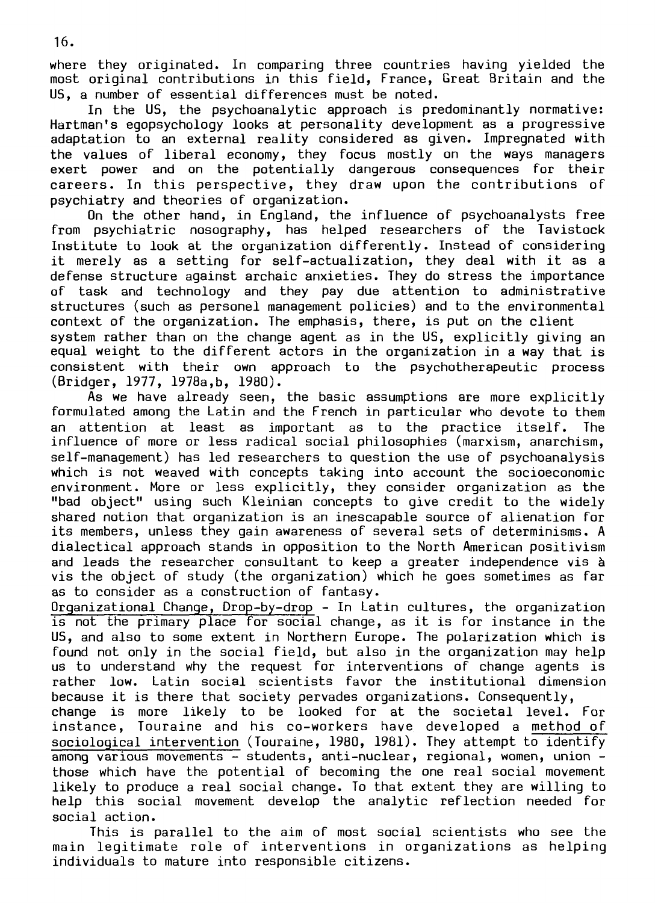where they originated. In comparing three countries having yielded the most original contributions in this field, France, Great Britain and the US, a number of essential differences must be noted.

In the US, the psychoanalytic approach is predominantly normative: Hartman's egopsychology looks at personality development as a progressive adaptation to an external reality considered as given. Impregnated with the values of liberal economy, they focus mostly on the ways managers exert power and on the potentially dangerous consequences for their careers. In this perspective, they draw upon the contributions of psychiatry and theories of organization.

On the other hand, in England, the influence of psychoanalysts free from psychiatric nosography, has helped researchers of the Tavistock Institute to look at the organization differently. Instead of considering it merely as a setting for self-actualization, they deal with it as a defense structure against archaic anxieties. They do stress the importance of task and technology and they pay due attention to administrative structures (such as personel management policies) and to the environmental context of the organization. The emphasis, there, is put on the client system rather than on the change agent as in the US, explicitly giving an equal weight to the different actors in the organization in a way that is consistent with their own approach to the psychotherapeutic process (Bridger, 1977, 1978a,b, 1980).

As we have already seen, the basic assumptions are more explicitly formulated among the Latin and the French in particular who devote to them an attention at least as important as to the practice itself. The influence of more or less radical social philosophies (marxism, anarchism, self-management) has led researchers to question the use of psychoanalysis which is not weaved with concepts taking into account the socioeconomic environment. More or less explicitly, they consider organization as the "bad object" using such Kleinian concepts to give credit to the widely shared notion that organization is an inescapable source of alienation for its members, unless they gain awareness of several sets of determinisms. A dialectical approach stands in opposition to the North American positivism and leads the researcher consultant to keep a greater independence vis à vis the object of study (the organization) which he goes sometimes as far as to consider as a construction of fantasy.

Organizational Change, Drop-by-drop - In Latin cultures, the organization is not the primary place for social change, as it is for instance in the US, and also to some extent in Northern Europe. The polarization which is found not only in the social field, but also in the organization may help us to understand why the request for interventions of change agents is rather low. Latin social scientists favor the institutional dimension because it is there that society pervades organizations. Consequently, change is more likely to be looked for at the societal level. For instance, Touraine and his co-workers have developed a method of sociological intervention (Touraine, 1980, 1981). They attempt to identify among various movements - students, anti-nuclear, regional, women, union - those which have the potential of becoming the one real social movement likely to produce a real social change. To that extent they are willing to help this social movement develop the analytic reflection needed for social action.

This is parallel to the aim of most social scientists who see the main legitimate role of interventions in organizations as helping individuals to mature into responsible citizens.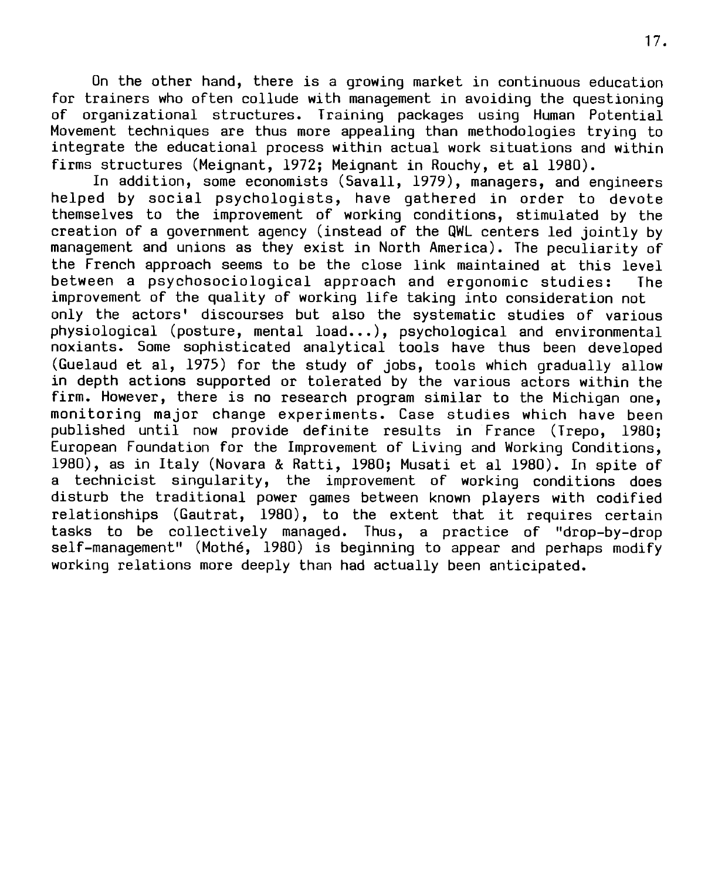On the other hand, there is a growing market in continuous education for trainers who often collude with management in avoiding the questioning of organizational structures. Training packages using Human Potential Movement techniques are thus more appealing than methodologies trying to integrate the educational process within actual work situations and within firms structures (Meignant, 1972; Meignant in Rouchy, et al 1980).

In addition, some economists (Savall, 1979), managers, and engineers helped by social psychologists, have gathered in order to devote themselves to the improvement of working conditions, stimulated by the creation of a government agency (instead of the QWL centers led jointly by management and unions as they exist in North America). The peculiarity of the French approach seems to be the close link maintained at this level between a psychosociological approach and ergonomic studies: The improvement of the quality of working life taking into consideration not only the actors' discourses but also the systematic studies of various physiological (posture, mental load...), psychological and environmental noxiants. Some sophisticated analytical tools have thus been developed (Guelaud et al, 1975) for the study of jobs, tools which gradually allow in depth actions supported or tolerated by the various actors within the firm. However, there is no research program similar to the Michigan one, monitoring major change experiments. Case studies which have been published until now provide definite results in France (Trepo, 1980; European Foundation for the Improvement of Living and Working Conditions, 1980), as in Italy (Novara & Ratti, 1980; Musati et al 1980). In spite of a technicist singularity, the improvement of working conditions does disturb the traditional power games between known players with codified relationships (Gautrat, 1980), to the extent that it requires certain tasks to be collectively managed. Thus, a practice of "drop-by-drop self-management" (Mothé, 1980) is beginning to appear and perhaps modify working relations more deeply than had actually been anticipated.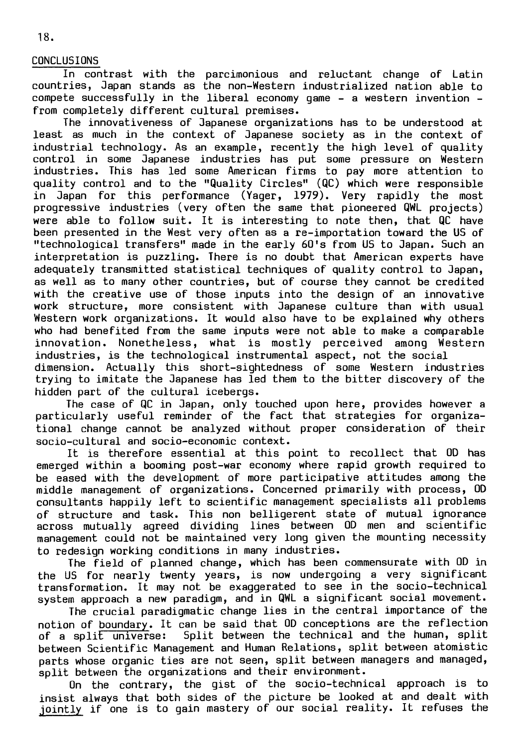## CONCLUSIONS

In contrast with the parcimonious and reluctant change of Latin countries, Japan stands as the non-Western industrialized nation able to compete successfully in the liberal economy game - a western invention - from completely different cultural premises.

The innovativeness of Japanese organizations has to be understood at least as much in the context of Japanese society as in the context of industrial technology. As an example, recently the high level of quality control in some Japanese industries has put some pressure on Western industries. This has led some American firms to pay more attention to quality control and to the "Quality Circles" (QC) which were responsible in Japan for this performance (Yager, 1979). Very rapidly the most progressive industries (very often the same that pioneered QWL projects) were able to follow suit. It is interesting to note then, that QC have been presented in the West very often as a re-importation toward the US of "technological transfers" made in the early 60's from US to Japan. Such an interpretation is puzzling. There is no doubt that American experts have adequately transmitted statistical techniques of quality control to Japan, as well as to many other countries, but of course they cannot be credited with the creative use of those inputs into the design of an innovative work structure, more consistent with Japanese culture than with usual Western work organizations. It would also have to be explained why others who had benefited from the same inputs were not able to make a comparable innovation. Nonetheless, what is mostly perceived among Western industries, is the technological instrumental aspect, not the social dimension. Actually this short-sightedness of some Western industries trying to imitate the Japanese has led them to the bitter discovery of the hidden part of the cultural icebergs.

The case of QC in Japan, only touched upon here, provides however a particularly useful reminder of the fact that strategies for organizational change cannot be analyzed without proper consideration of their socio-cultural and socio-economic context.

It is therefore essential at this point to recollect that OD has emerged within a booming post-war economy where rapid growth required to be eased with the development of more participative attitudes among the middle management of organizations. Concerned primarily with process, OD consultants happily left to scientific management specialists all problems of structure and task. This non belligerent state of mutual ignorance across mutually agreed dividing lines between OD men and scientific management could not be maintained very long given the mounting necessity to redesign working conditions in many industries.

The field of planned change, which has been commensurate with OD in the US for nearly twenty years, is now undergoing a very significant transformation. It may not be exaggerated to see in the socio-technical system approach a new paradigm, and in QWL a significant social movement.

The crucial paradigmatic change lies in the central importance of the notion of <u>boundary</u>. It can be said that OD conceptions are the reflection of a <u>split universe</u>: Split between the technical and the human, split between Scientific Management and Human Relations, split between atomistic parts whose organic ties are not seen, split between managers and managed, split between the organizations and their environment.

On the contrary, the gist of the socio-technical approach is to insist always that both sides of the picture be looked at and dealt with <u>jointly</u> if one is to gain mastery of our social reality. It refuses the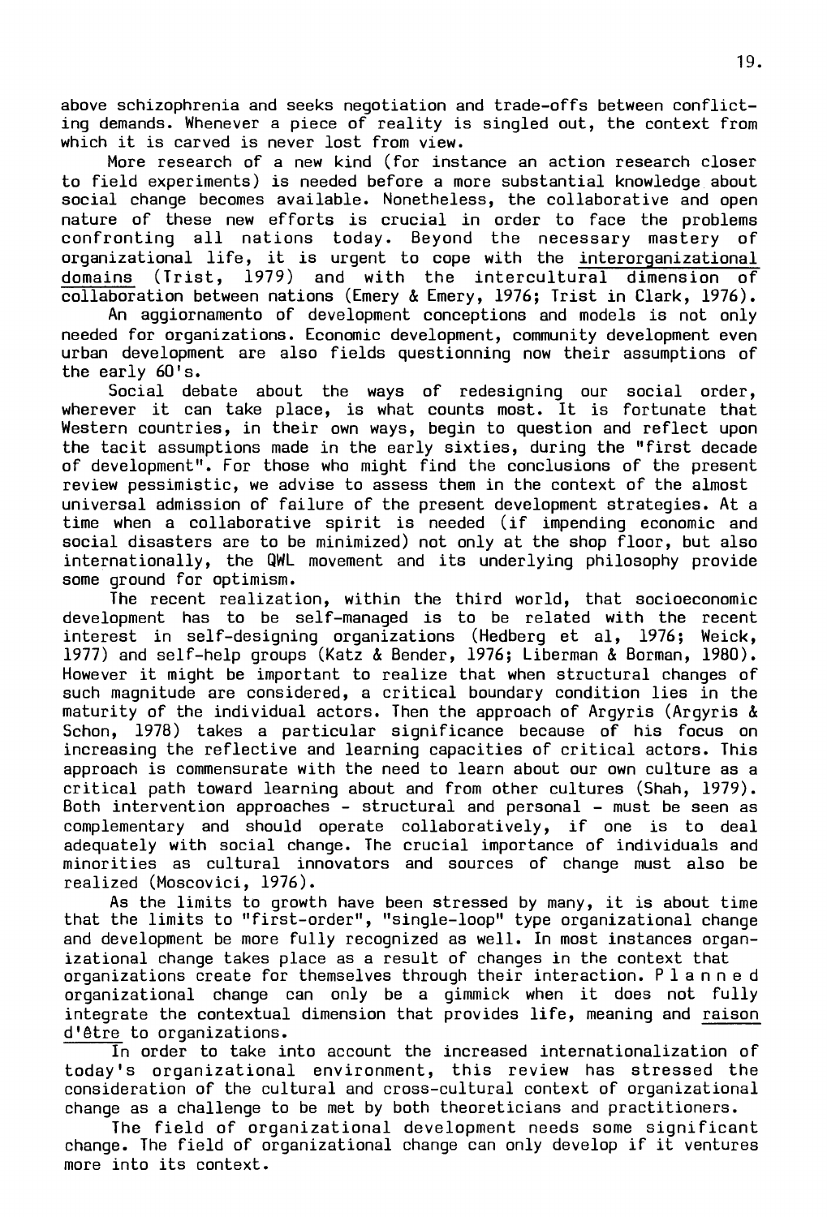above schizophrenia and seeks negotiation and trade-offs between conflicting demands. Whenever a piece of reality is singled out, the context from which it is carved is never lost from view.

More research of a new kind (for instance an action research closer to field experiments) is needed before a more substantial knowledge about social change becomes available. Nonetheless, the collaborative and open nature of these new efforts is crucial in order to face the problems confronting all nations today. Beyond the necessary mastery of organizational life, it is urgent to cope with the interorganizational domains (Trist, 1979) and with the intercultural dimension of collaboration between nations (Emery & Emery, 1976; Trist in Clark, 1976).

An aggiornamento of development conceptions and models is not only needed for organizations. Economic development, community development even urban development are also fields questionning now their assumptions of the early 60's.

Social debate about the ways of redesigning our social order, wherever it can take place, is what counts most. It is fortunate that Western countries, in their own ways, begin to question and reflect upon the tacit assumptions made in the early sixties, during the "first decade of development". For those who might find the conclusions of the present review pessimistic, we advise to assess them in the context of the almost universal admission of failure of the present development strategies. At a time when a collaborative spirit is needed (if impending economic and social disasters are to be minimized) not only at the shop floor, but also internationally, the QWL movement and its underlying philosophy provide some ground for optimism.

The recent realization, within the third world, that socioeconomic development has to be self-managed is to be related with the recent interest in self-designing organizations (Hedberg et al, 1976; Weick, 1977) and self-help groups (Katz & Bender, 1976; Liberman & Borman, 1980). However it might be important to realize that when structural changes of such magnitude are considered, a critical boundary condition lies in the maturity of the individual actors. Then the approach of Argyris (Argyris & Schon, 1978) takes a particular significance because of his focus on increasing the reflective and learning capacities of critical actors. This approach is commensurate with the need to learn about our own culture as a critical path toward learning about and from other cultures (Shah, 1979). Both intervention approaches - structural and personal - must be seen as complementary and should operate collaboratively, if one is to deal adequately with social change. The crucial importance of individuals and minorities as cultural innovators and sources of change must also be realized (Moscovici, 1976).

As the limits to growth have been stressed by many, it is about time that the limits to "first-order", "single-loop" type organizational change and development be more fully recognized as well. In most instances organizational change takes place as a result of changes in the context that organizations create for themselves through their interaction. Planned organizational change can only be a gimmick when it does not fully integrate the contextual dimension that provides life, meaning and raison d'être to organizations.

In order to take into account the increased internationalization of today's organizational environment, this review has stressed the consideration of the cultural and cross-cultural context of organizational change as a challenge to be met by both theoreticians and practitioners.

The field of organizational development needs some significant change. The field of organizational change can only develop if it ventures more into its context.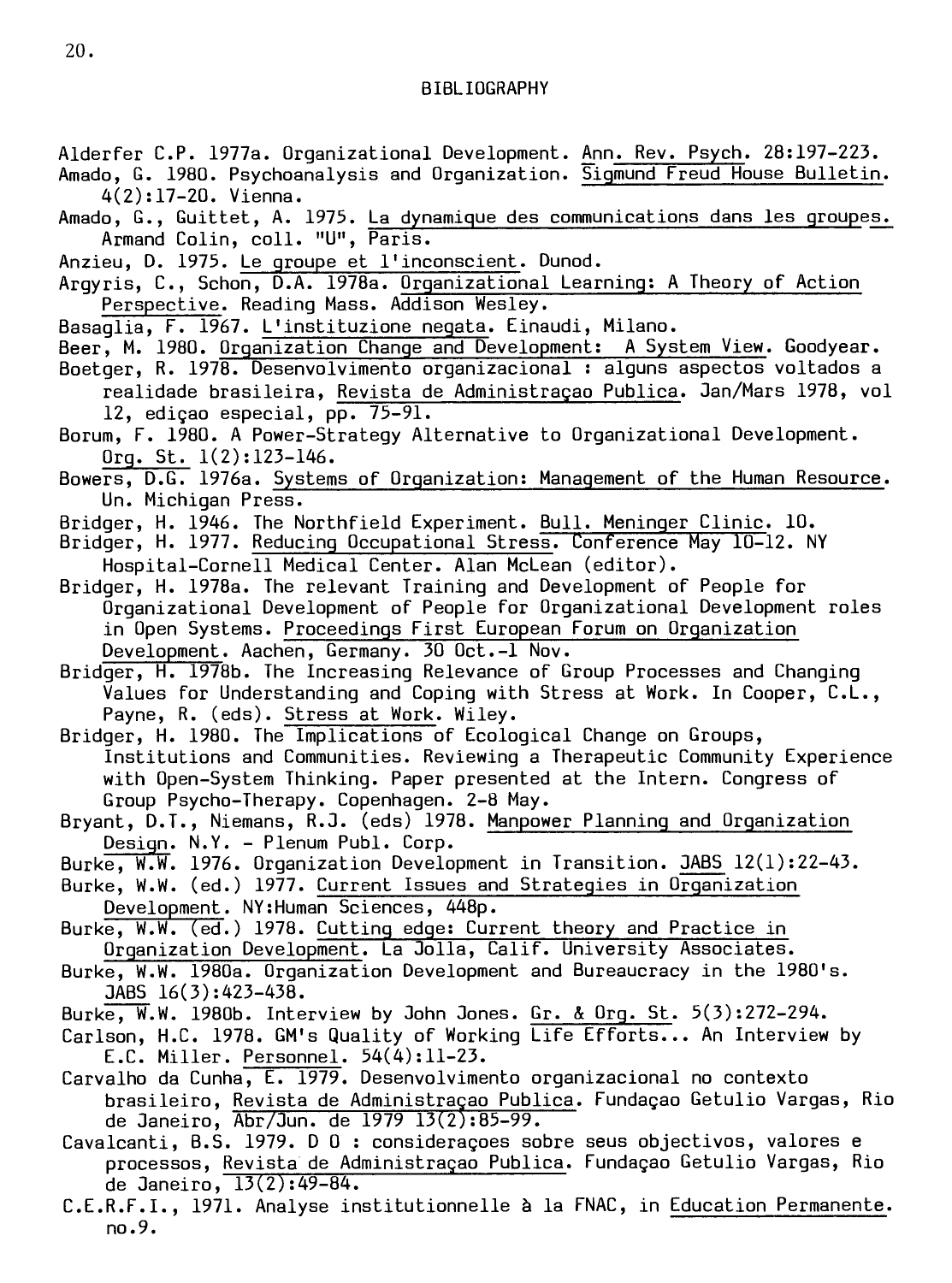# BIBLIOGRAPHY

Alderfer C.P. 1977a. Organizational Development. Ann. Rev. Psych. 28:197-223.

Amado, G. 1980. Psychoanalysis and Organization. Sigmund Freud House Bulletin. 4(2):17-20. Vienna.

Amado, G., Guittet, A. 1975. La dynamique des communications dans les groupes. Armand Colin, coll. "U", Paris.

Anzieu, D. 1975. Le groupe et l'inconscient. Dunod.

Argyris, C., Schon, D.A. 1978a. Organizational Learning: A Theory of Action Perspective. Reading Mass. Addison Wesley.

Basaglia, F. 1967. L'instituzione negata. Einaudi, Milano.

Beer, M. 1980. Organization Change and Development: A System View. Goodyear.

Boetger, R. 1978. Desenvolvimento organizacional : alguns aspectos voltados a realidade brasileira, Revista de Administraçao Publica. Jan/Mars 1978, vol 12, ediçao especial, pp. 75-91.

Borum, F. 1980. A Power-Strategy Alternative to Organizational Development. Org. St. 1(2):123-146.

Bowers, D.G. 1976a. Systems of Organization: Management of the Human Resource. Un. Michigan Press.

Bridger, H. 1946. The Northfield Experiment. Bull. Meninger Clinic. 10.

Bridger, H. 1977. Reducing Occupational Stress. Conference May 10-12. NY Hospital-Cornell Medical Center. Alan McLean (editor).

Bridger, H. 1978a. The relevant Training and Development of People for Organizational Development of People for Organizational Development roles in Open Systems. Proceedings First European Forum on Organization Development. Aachen, Germany. 30 Oct.-1 Nov.

Bridger, H. 1978b. The Increasing Relevance of Group Processes and Changing Values for Understanding and Coping with Stress at Work. In Cooper, C.L., Payne, R. (eds). Stress at Work. Wiley.

Bridger, H. 1980. The Implications of Ecological Change on Groups, Institutions and Communities. Reviewing a Therapeutic Community Experience with Open-System Thinking. Paper presented at the Intern. Congress of Group Psycho-Therapy. Copenhagen. 2-8 May.

Bryant, D.T., Niemans, R.J. (eds) 1978. Manpower Planning and Organization Design. N.Y. - Plenum Publ. Corp.

Burke, W.W. 1976. Organization Development in Transition. JABS 12(1):22-43.

Burke, W.W. (ed.) 1977. Current Issues and Strategies in Organization Development. NY:Human Sciences, 448p.

Burke, W.W. (ed.) 1978. Cutting edge: Current theory and Practice in Organization Development. La Jolla, Calif. University Associates.

Burke, W.W. 1980a. Organization Development and Bureaucracy in the 1980's. JABS 16(3):423-438.

Burke, W.W. 1980b. Interview by John Jones. Gr. & Org. St. 5(3):272-294.

Carlson, H.C. 1978. GM's Quality of Working Life Efforts... An Interview by E.C. Miller. Personnel. 54(4):11-23.

Carvalho da Cunha, E. 1979. Desenvolvimento organizacional no contexto brasileiro, Revista de Administraçao Publica. Fundaçao Getulio Vargas, Rio de Janeiro, Abr/Jun. de 1979 13(2):85-99.

Cavalcanti, B.S. 1979. D O : consideraçoes sobre seus objectivos, valores e processos, Revista de Administraçao Publica. Fundaçao Getulio Vargas, Rio de Janeiro, 13(2):49-84.

C.E.R.F.I., 1971. Analyse institutionnelle à la FNAC, in Education Permanente. no.9.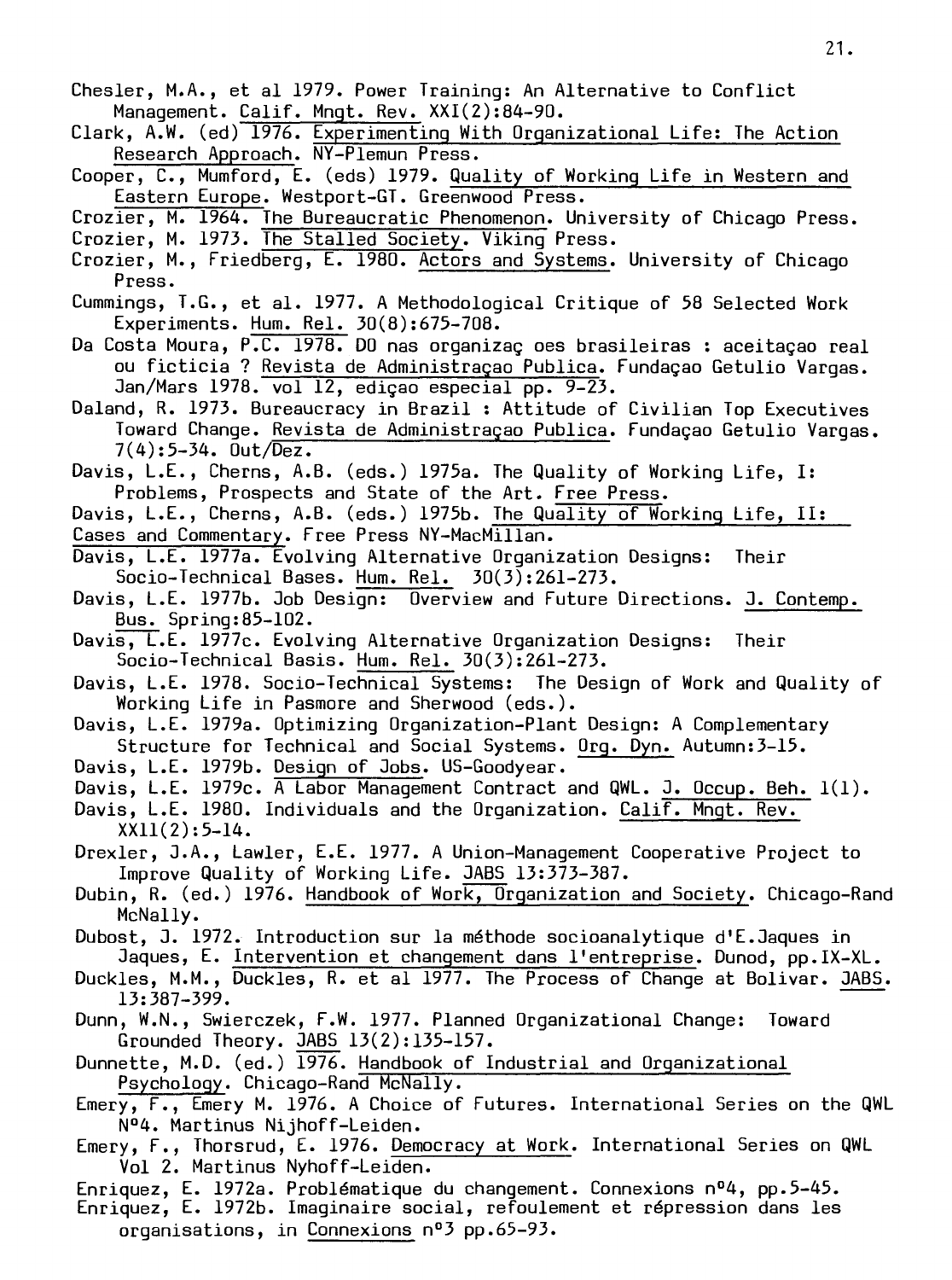Chesler, M.A., et al 1979. Power Training: An Alternative to Conflict Management. Calif. Mngt. Rev. XXI(2):84-90.

Clark, A.W. (ed) 1976. Experimenting With Organizational Life: The Action Research Approach. NY-Plemun Press.

Cooper, C., Mumford, E. (eds) 1979. Quality of Working Life in Western and Eastern Europe. Westport-GT. Greenwood Press.

Crozier, M. 1964. The Bureaucratic Phenomenon. University of Chicago Press.

Crozier, M. 1973. The Stalled Society. Viking Press.

Crozier, M., Friedberg, E. 1980. Actors and Systems. University of Chicago Press.

Cummings, T.G., et al. 1977. A Methodological Critique of 58 Selected Work Experiments. Hum. Rel. 30(8):675-708.

Da Costa Moura, P.C. 1978. DO nas organizaç oes brasileiras : aceitaçao real ou ficticia ? Revista de Administraçao Publica. Fundaçao Getulio Vargas. Jan/Mars 1978. vol 12, ediçao especial pp. 9-23.

Daland, R. 1973. Bureaucracy in Brazil : Attitude of Civilian Top Executives Toward Change. Revista de Administraçao Publica. Fundaçao Getulio Vargas. 7(4):5-34. Out/Dez.

Davis, L.E., Cherns, A.B. (eds.) 1975a. The Quality of Working Life, I: Problems, Prospects and State of the Art. Free Press.

Davis, L.E., Cherns, A.B. (eds.) 1975b. The Quality of Working Life, II: Cases and Commentary. Free Press NY-MacMillan.

Davis, L.E. 1977a. Evolving Alternative Organization Designs: Their Socio-Technical Bases. Hum. Rel. 30(3):261-273.

Davis, L.E. 1977b. Job Design: Overview and Future Directions. J. Contemp. Bus. Spring:85-102.

Davis, L.E. 1977c. Evolving Alternative Organization Designs: Their Socio-Technical Basis. Hum. Rel. 30(3):261-273.

Davis, L.E. 1978. Socio-Technical Systems: The Design of Work and Quality of Working Life in Pasmore and Sherwood (eds.).

Davis, L.E. 1979a. Optimizing Organization-Plant Design: A Complementary Structure for Technical and Social Systems. Org. Dyn. Autumn:3-15.

Davis, L.E. 1979b. Design of Jobs. US-Goodyear.

Davis, L.E. 1979c. A Labor Management Contract and QWL. J. Occup. Beh. 1(1).

Davis, L.E. 1980. Individuals and the Organization. Calif. Mngt. Rev. XXll(2):5-14.

Drexler, J.A., Lawler, E.E. 1977. A Union-Management Cooperative Project to Improve Quality of Working Life. JABS 13:373-387.

Dubin, R. (ed.) 1976. Handbook of Work, Organization and Society. Chicago-Rand McNally.

Dubost, J. 1972. Introduction sur la méthode socioanalytique d'E.Jaques in Jaques, E. Intervention et changement dans l'entreprise. Dunod, pp.IX-XL.

Duckles, M.M., Duckles, R. et al 1977. The Process of Change at Bolivar. JABS. 13:387-399.

Dunn, W.N., Swierczek, F.W. 1977. Planned Organizational Change: Toward Grounded Theory. JABS 13(2):135-157.

Dunnette, M.D. (ed.) 1976. Handbook of Industrial and Organizational Psychology. Chicago-Rand McNally.

Emery, F., Emery M. 1976. A Choice of Futures. International Series on the QWL N°4. Martinus Nijhoff-Leiden.

Emery, F., Thorsrud, E. 1976. Democracy at Work. International Series on QWL Vol 2. Martinus Nyhoff-Leiden.

Enriquez, E. 1972a. Problématique du changement. Connexions n°4, pp.5-45.

Enriquez, E. 1972b. Imaginaire social, refoulement et répression dans les organisations, in Connexions n°3 pp.65-93.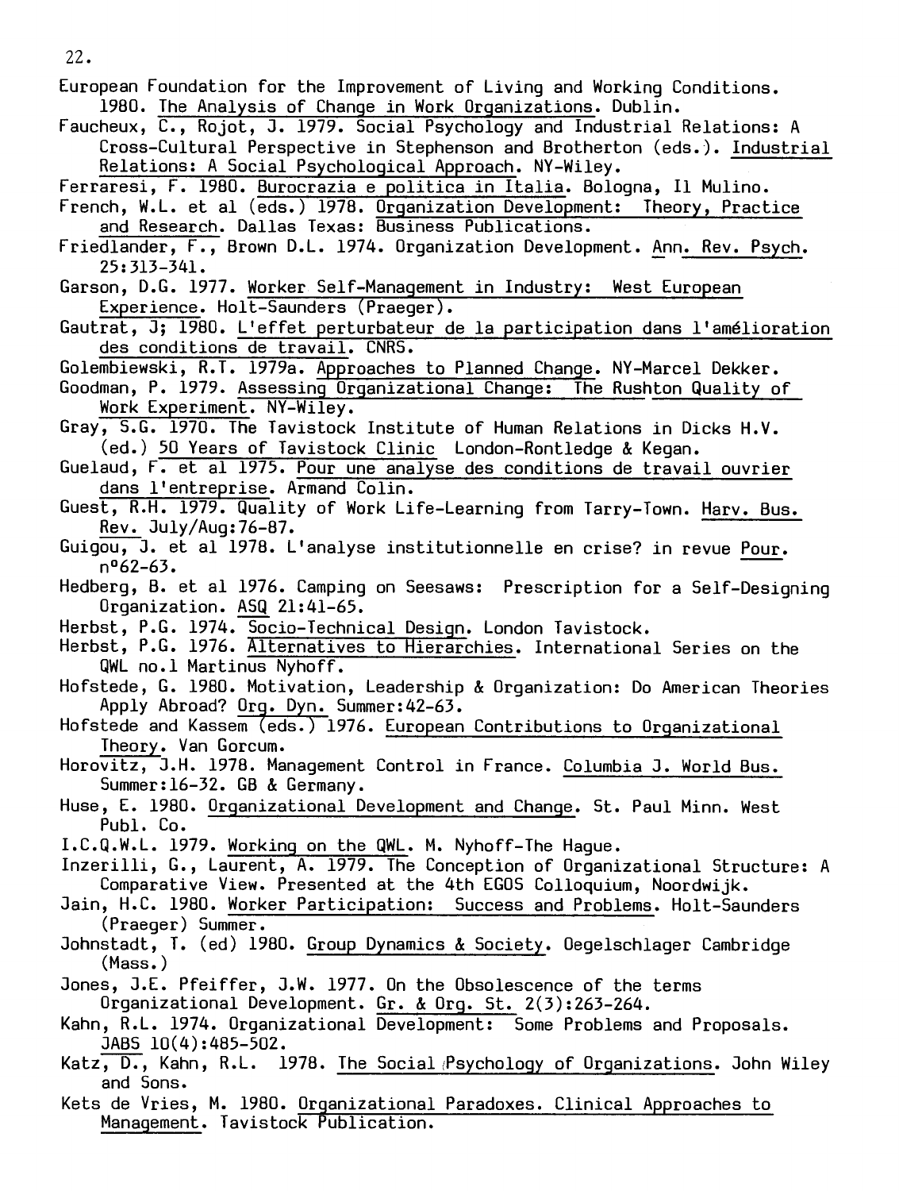European Foundation for the Improvement of Living and Working Conditions. 1980. The Analysis of Change in Work Organizations. Dublin.

Faucheux, C., Rojot, J. 1979. Social Psychology and Industrial Relations: A Cross-Cultural Perspective in Stephenson and Brotherton (eds.). Industrial Relations: A Social Psychological Approach. NY-Wiley.

Ferraresi, F. 1980. Burocrazia e politica in Italia. Bologna, Il Mulino.

French, W.L. et al (eds.) 1978. Organization Development: Theory, Practice and Research. Dallas Texas: Business Publications.

Friedlander, F., Brown D.L. 1974. Organization Development. Ann. Rev. Psych. 25:313-341.

Garson, D.G. 1977. Worker Self-Management in Industry: West European Experience. Holt-Saunders (Praeger).

Gautrat, J; 1980. L'effet perturbateur de la participation dans l'amélioration des conditions de travail. CNRS.

Golembiewski, R.T. 1979a. Approaches to Planned Change. NY-Marcel Dekker.

Goodman, P. 1979. Assessing Organizational Change: The Rushton Quality of Work Experiment. NY-Wiley.

Gray, S.G. 1970. The Tavistock Institute of Human Relations in Dicks H.V. (ed.) 50 Years of Tavistock Clinic London-Rontledge & Kegan.

Guelaud, F. et al 1975. Pour une analyse des conditions de travail ouvrier dans l'entreprise. Armand Colin.

Guest, R.H. 1979. Quality of Work Life-Learning from Tarry-Town. Harv. Bus. Rev. July/Aug:76-87.

Guigou, J. et al 1978. L'analyse institutionnelle en crise? in revue Pour. n°62-63.

Hedberg, B. et al 1976. Camping on Seesaws: Prescription for a Self-Designing Organization. ASQ 21:41-65.

Herbst, P.G. 1974. Socio-Technical Design. London Tavistock.

Herbst, P.G. 1976. Alternatives to Hierarchies. International Series on the QWL no.1 Martinus Nyhoff.

Hofstede, G. 1980. Motivation, Leadership & Organization: Do American Theories Apply Abroad? Org. Dyn. Summer:42-63.

Hofstede and Kassem (eds.) 1976. European Contributions to Organizational Theory. Van Gorcum.

Horovitz, J.H. 1978. Management Control in France. Columbia J. World Bus. Summer:16-32. GB & Germany.

Huse, E. 1980. Organizational Development and Change. St. Paul Minn. West Publ. Co.

I.C.Q.W.L. 1979. Working on the QWL. M. Nyhoff-The Hague.

Inzerilli, G., Laurent, A. 1979. The Conception of Organizational Structure: A Comparative View. Presented at the 4th EGOS Colloquium, Noordwijk.

Jain, H.C. 1980. Worker Participation: Success and Problems. Holt-Saunders (Praeger) Summer.

Johnstadt, T. (ed) 1980. Group Dynamics & Society. Oegelschlager Cambridge (Mass.)

Jones, J.E. Pfeiffer, J.W. 1977. On the Obsolescence of the terms Organizational Development. Gr. & Org. St. 2(3):263-264.

Kahn, R.L. 1974. Organizational Development: Some Problems and Proposals. JABS 10(4):485-502.

Katz, D., Kahn, R.L. 1978. The Social Psychology of Organizations. John Wiley and Sons.

Kets de Vries, M. 1980. Organizational Paradoxes. Clinical Approaches to Management. Tavistock Publication.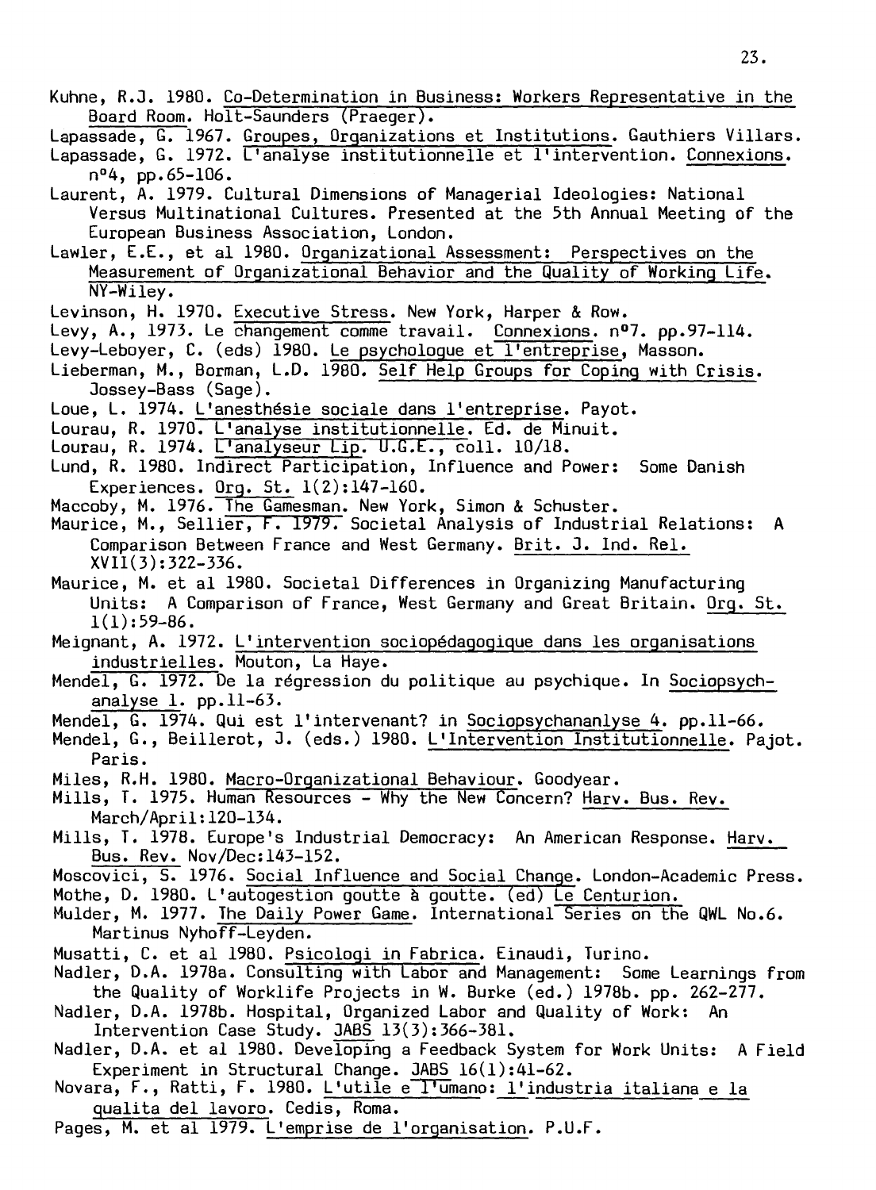Kuhne, R.J. 1980. Co-Determination in Business: Workers Representative in the Board Room. Holt-Saunders (Praeger).

Lapassade, G. 1967. Groupes, Organizations et Institutions. Gauthiers Villars.

Lapassade, G. 1972. L'analyse institutionnelle et l'intervention. Connexions. n°4, pp.65-106.

Laurent, A. 1979. Cultural Dimensions of Managerial Ideologies: National Versus Multinational Cultures. Presented at the 5th Annual Meeting of the European Business Association, London.

Lawler, E.E., et al 1980. Organizational Assessment: Perspectives on the Measurement of Organizational Behavior and the Quality of Working Life. NY-Wiley.

Levinson, H. 1970. Executive Stress. New York, Harper & Row.

Levy, A., 1973. Le changement comme travail. Connexions. n°7. pp.97-114.

Levy-Leboyer, C. (eds) 1980. Le psychologue et l'entreprise, Masson.

Lieberman, M., Borman, L.D. 1980. Self Help Groups for Coping with Crisis. Jossey-Bass (Sage).

Loue, L. 1974. L'anesthésie sociale dans l'entreprise. Payot.

Lourau, R. 1970. L'analyse institutionnelle. Ed. de Minuit.

Lourau, R. 1974. L'analyseur Lip. U.G.E., coll. 10/18.

Lund, R. 1980. Indirect Participation, Influence and Power: Some Danish Experiences. Org. St. 1(2):147-160.

Maccoby, M. 1976. The Gamesman. New York, Simon & Schuster.

Maurice, M., Sellier, F. 1979. Societal Analysis of Industrial Relations: A Comparison Between France and West Germany. Brit. J. Ind. Rel. XVII(3):322-336.

Maurice, M. et al 1980. Societal Differences in Organizing Manufacturing Units: A Comparison of France, West Germany and Great Britain. Org. St. 1(1):59-86.

Meignant, A. 1972. L'intervention sociopédagogique dans les organisations industrielles. Mouton, La Haye.

Mendel, G. 1972. De la régression du politique au psychique. In Sociopsychanalyse 1. pp.11-63.

Mendel, G. 1974. Qui est l'intervenant? in Sociopsychananlyse 4. pp.11-66.

Mendel, G., Beillerot, J. (eds.) 1980. L'Intervention Institutionnelle. Pajot. Paris.

Miles, R.H. 1980. Macro-Organizational Behaviour. Goodyear.

Mills, T. 1975. Human Resources - Why the New Concern? Harv. Bus. Rev. March/April:120-134.

Mills, T. 1978. Europe's Industrial Democracy: An American Response. Harv. Bus. Rev. Nov/Dec:143-152.

Moscovici, S. 1976. Social Influence and Social Change. London-Academic Press.

Mothe, D. 1980. L'autogestion goutte à goutte. (ed) Le Centurion.

Mulder, M. 1977. The Daily Power Game. International Series on the QWL No.6. Martinus Nyhoff-Leyden.

Musatti, C. et al 1980. Psicologi in Fabrica. Einaudi, Turino.

Nadler, D.A. 1978a. Consulting with Labor and Management: Some Learnings from the Quality of Worklife Projects in W. Burke (ed.) 1978b. pp. 262-277.

Nadler, D.A. 1978b. Hospital, Organized Labor and Quality of Work: An Intervention Case Study. JABS 13(3):366-381.

Nadler, D.A. et al 1980. Developing a Feedback System for Work Units: A Field Experiment in Structural Change. JABS 16(1):41-62.

Novara, F., Ratti, F. 1980. L'utile e l'umano: l'industria italiana e la qualita del lavoro. Cedis, Roma.

Pages, M. et al 1979. L'emprise de l'organisation. P.U.F.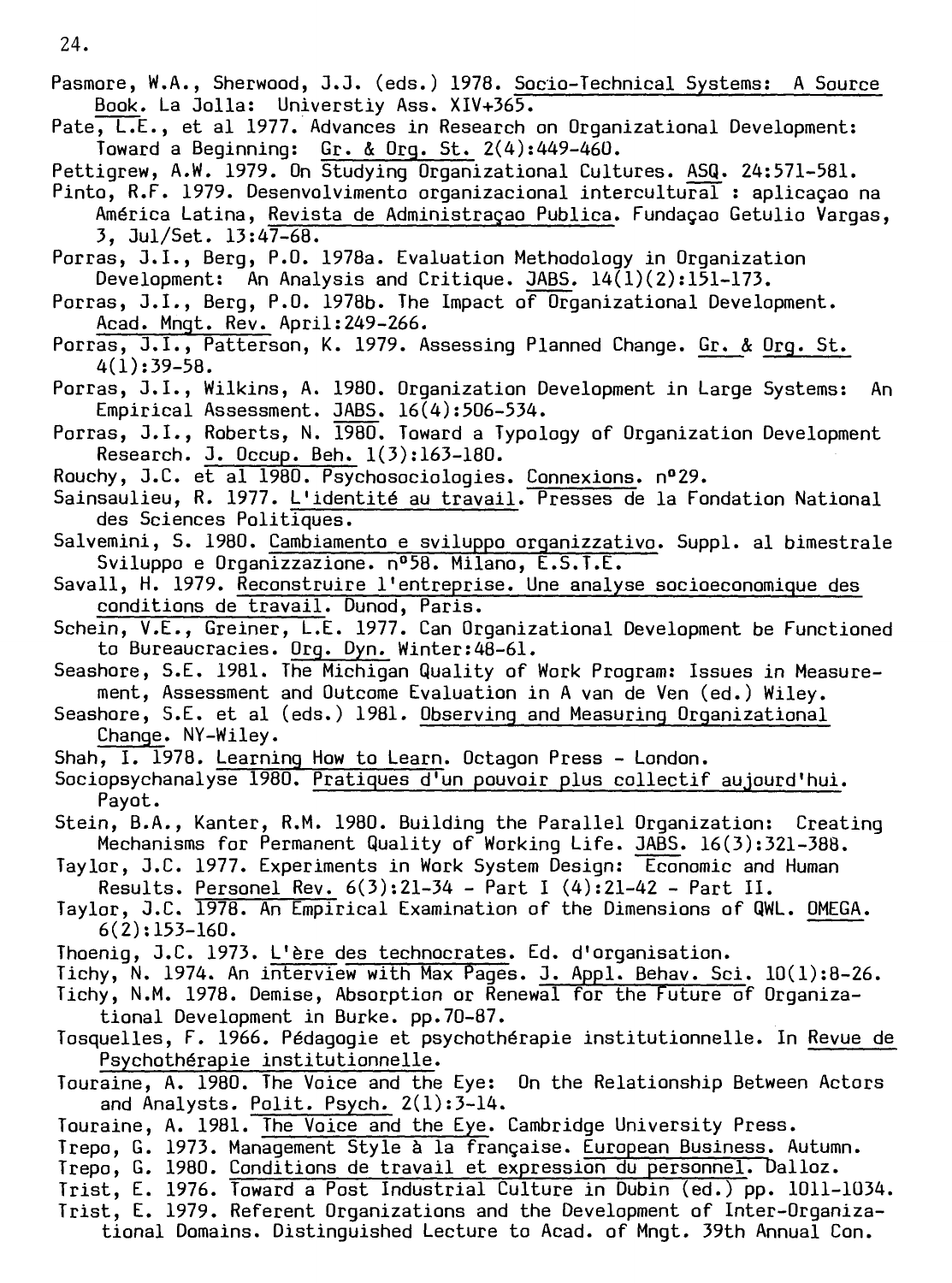Pasmore, W.A., Sherwood, J.J. (eds.) 1978. Socio-Technical Systems: A Source Book. La Jolla: Universtiy Ass. XIV+365.

Pate, L.E., et al 1977. Advances in Research on Organizational Development: Toward a Beginning: Gr. & Org. St. 2(4):449-460.

Pettigrew, A.W. 1979. On Studying Organizational Cultures. ASQ. 24:571-581.

Pinto, R.F. 1979. Desenvolvimento organizacional intercultural : aplicaçao na América Latina, Revista de Administraçao Publica. Fundaçao Getulio Vargas, 3, Jul/Set. 13:47-68.

Porras, J.I., Berg, P.O. 1978a. Evaluation Methodology in Organization Development: An Analysis and Critique. JABS. 14(1)(2):151-173.

Porras, J.I., Berg, P.O. 1978b. The Impact of Organizational Development. Acad. Mngt. Rev. April:249-266.

Porras, J.I., Patterson, K. 1979. Assessing Planned Change. Gr. & Org. St. 4(1):39-58.

Porras, J.I., Wilkins, A. 1980. Organization Development in Large Systems: An Empirical Assessment. JABS. 16(4):506-534.

Porras, J.I., Roberts, N. 1980. Toward a Typology of Organization Development Research. J. Occup. Beh. 1(3):163-180.

Rouchy, J.C. et al 1980. Psychosociologies. Connexions. n°29.

Sainsaulieu, R. 1977. L'identité au travail. Presses de la Fondation National des Sciences Politiques.

Salvemini, S. 1980. Cambiamento e sviluppo organizzativo. Suppl. al bimestrale Sviluppo e Organizzazione. n°58. Milano, E.S.T.E.

Savall, H. 1979. Reconstruire l'entreprise. Une analyse socioeconomique des conditions de travail. Dunod, Paris.

Schein, V.E., Greiner, L.E. 1977. Can Organizational Development be Functioned to Bureaucracies. Org. Dyn. Winter:48-61.

Seashore, S.E. 1981. The Michigan Quality of Work Program: Issues in Measurement, Assessment and Outcome Evaluation in A van de Ven (ed.) Wiley.

Seashore, S.E. et al (eds.) 1981. Observing and Measuring Organizational Change. NY-Wiley.

Shah, I. 1978. Learning How to Learn. Octagon Press - London.

Sociopsychanalyse 1980. Pratiques d'un pouvoir plus collectif aujourd'hui. Payot.

Stein, B.A., Kanter, R.M. 1980. Building the Parallel Organization: Creating Mechanisms for Permanent Quality of Working Life. JABS. 16(3):321-388.

Taylor, J.C. 1977. Experiments in Work System Design: Economic and Human Results. Personel Rev. 6(3):21-34 - Part I (4):21-42 - Part II.

Taylor, J.C. 1978. An Empirical Examination of the Dimensions of QWL. OMEGA. 6(2):153-160.

Thoenig, J.C. 1973. L'ère des technocrates. Ed. d'organisation.

Tichy, N. 1974. An interview with Max Pages. J. Appl. Behav. Sci. 10(1):8-26.

Tichy, N.M. 1978. Demise, Absorption or Renewal for the Future of Organizational Development in Burke. pp.70-87.

Tosquelles, F. 1966. Pédagogie et psychothérapie institutionnelle. In Revue de Psychothérapie institutionnelle.

Touraine, A. 1980. The Voice and the Eye: On the Relationship Between Actors and Analysts. Polit. Psych. 2(1):3-14.

Touraine, A. 1981. The Voice and the Eye. Cambridge University Press.

Trepo, G. 1973. Management Style à la française. European Business. Autumn.

Trepo, G. 1980. Conditions de travail et expression du personnel. Dalloz.

Trist, E. 1976. Toward a Post Industrial Culture in Dubin (ed.) pp. 1011-1034.

Trist, E. 1979. Referent Organizations and the Development of Inter-Organizational Domains. Distinguished Lecture to Acad. of Mngt. 39th Annual Con.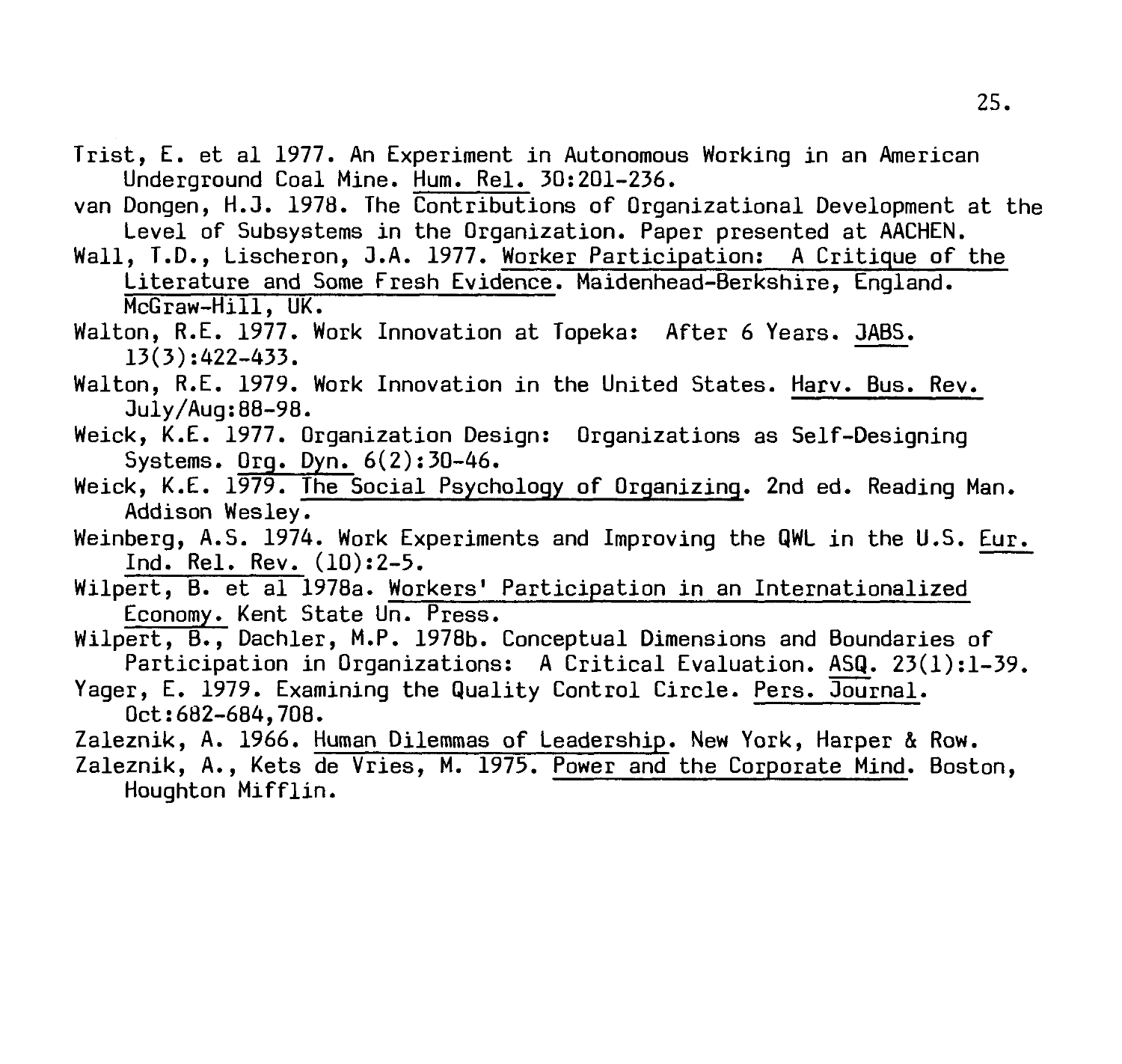Trist, E. et al 1977. An Experiment in Autonomous Working in an American Underground Coal Mine. Hum. Rel. 30:201-236.

van Dongen, H.J. 1978. The Contributions of Organizational Development at the Level of Subsystems in the Organization. Paper presented at AACHEN.

Wall, T.D., Lischeron, J.A. 1977. Worker Participation: A Critique of the Literature and Some Fresh Evidence. Maidenhead-Berkshire, England. McGraw-Hill, UK.

Walton, R.E. 1977. Work Innovation at Topeka: After 6 Years. JABS. 13(3):422-433.

Walton, R.E. 1979. Work Innovation in the United States. Harv. Bus. Rev. July/Aug:88-98.

Weick, K.E. 1977. Organization Design: Organizations as Self-Designing Systems. Org. Dyn. 6(2):30-46.

Weick, K.E. 1979. The Social Psychology of Organizing. 2nd ed. Reading Man. Addison Wesley.

Weinberg, A.S. 1974. Work Experiments and Improving the QWL in the U.S. Eur. Ind. Rel. Rev. (10):2-5.

Wilpert, B. et al 1978a. Workers' Participation in an Internationalized Economy. Kent State Un. Press.

Wilpert, B., Dachler, M.P. 1978b. Conceptual Dimensions and Boundaries of Participation in Organizations: A Critical Evaluation. ASQ. 23(1):1-39.

Yager, E. 1979. Examining the Quality Control Circle. Pers. Journal. Oct:682-684,708.

Zaleznik, A. 1966. Human Dilemmas of Leadership. New York, Harper & Row.

Zaleznik, A., Kets de Vries, M. 1975. Power and the Corporate Mind. Boston, Houghton Mifflin.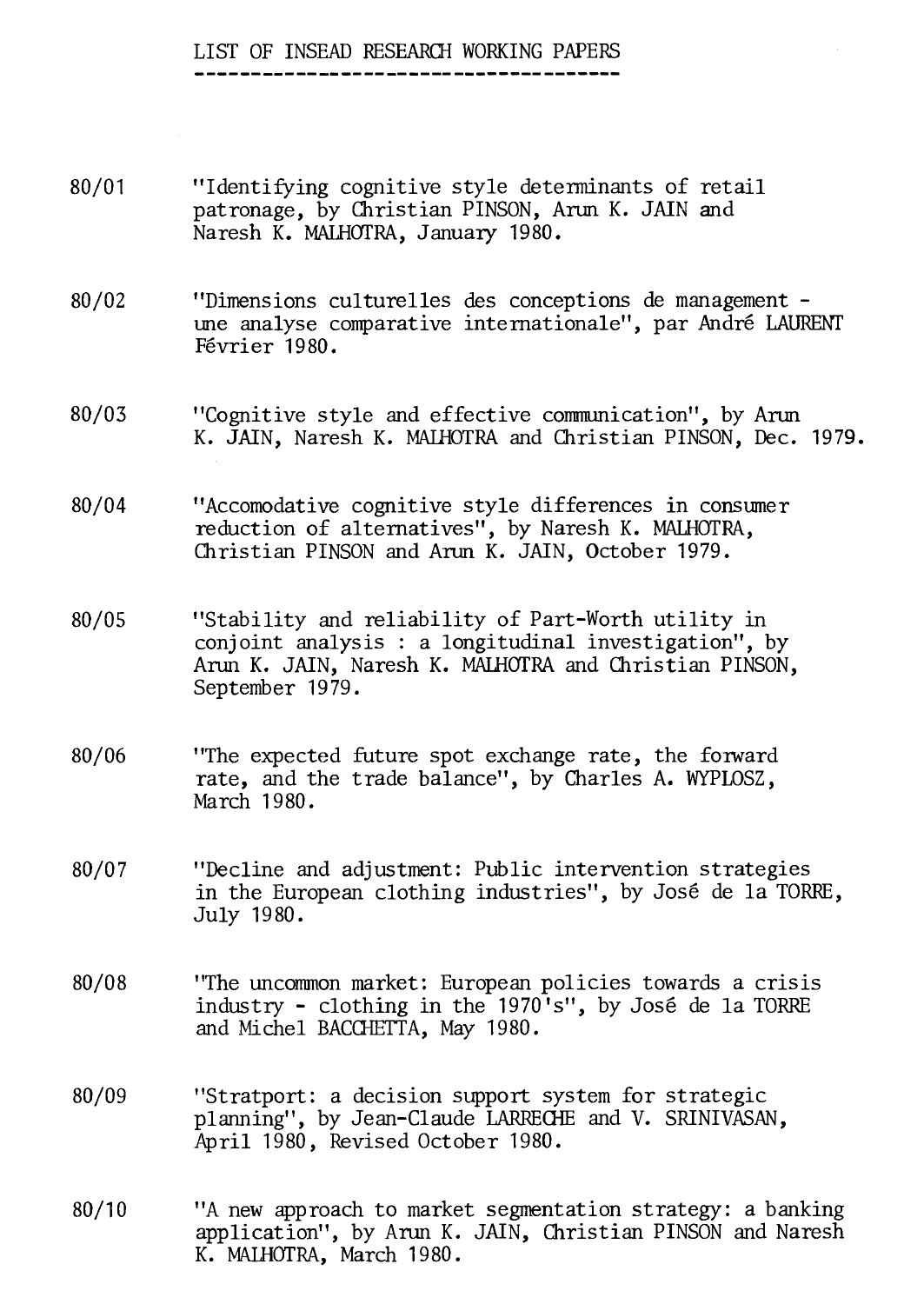# LIST OF INSEAD RESEARCH WORKING PAPERS

80/01 "Identifying cognitive style determinants of retail patronage, by Christian PINSON, Arun K. JAIN and Naresh K. MALHOTRA, January 1980.

80/02 "Dimensions culturelles des conceptions de management - une analyse comparative internationale", par André LAURENT Février 1980.

80/03 "Cognitive style and effective communication", by Arun K. JAIN, Naresh K. MALHOTRA and Christian PINSON, Dec. 1979.

80/04 "Accomodative cognitive style differences in consumer reduction of alternatives", by Naresh K. MALHOTRA, Christian PINSON and Arun K. JAIN, October 1979.

80/05 "Stability and reliability of Part-Worth utility in conjoint analysis : a longitudinal investigation", by Arun K. JAIN, Naresh K. MALHOTRA and Christian PINSON, September 1979.

80/06 "The expected future spot exchange rate, the forward rate, and the trade balance", by Charles A. WYPLOSZ, March 1980.

80/07 "Decline and adjustment: Public intervention strategies in the European clothing industries", by José de la TORRE, July 1980.

80/08 "The uncommon market: European policies towards a crisis industry - clothing in the 1970's", by José de la TORRE and Michel BACCHETTA, May 1980.

80/09 "Stratport: a decision support system for strategic planning", by Jean-Claude LARRECHE and V. SRINIVASAN, April 1980, Revised October 1980.

80/10 "A new approach to market segmentation strategy: a banking application", by Arun K. JAIN, Christian PINSON and Naresh K. MALHOTRA, March 1980.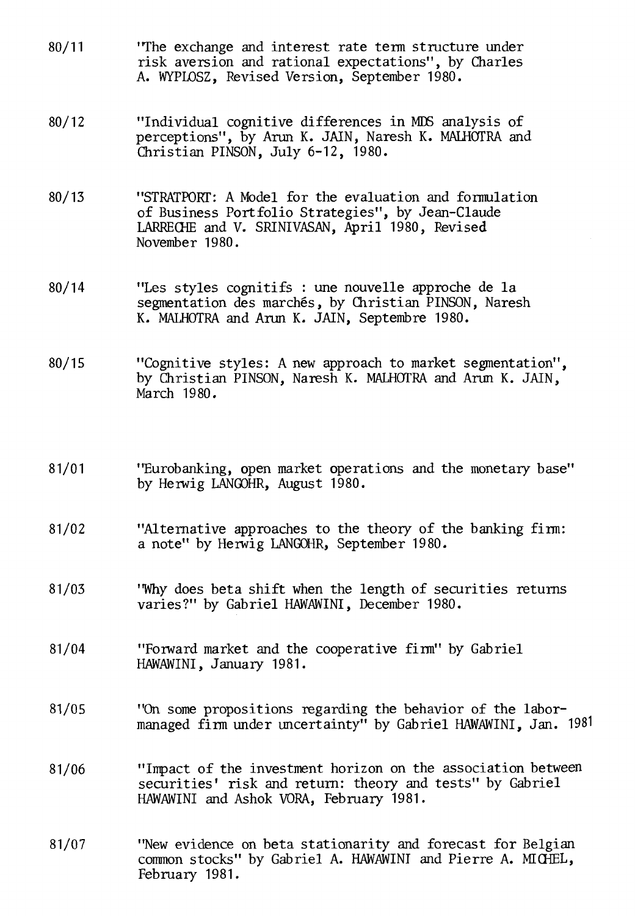80/11 "The exchange and interest rate term structure under risk aversion and rational expectations", by Charles A. WYPLOSZ, Revised Version, September 1980.

80/12 "Individual cognitive differences in MDS analysis of perceptions", by Arun K. JAIN, Naresh K. MALHOTRA and Christian PINSON, July 6-12, 1980.

80/13 "STRATPORT: A Model for the evaluation and formulation of Business Portfolio Strategies", by Jean-Claude LARRECHE and V. SRINIVASAN, April 1980, Revised November 1980.

80/14 "Les styles cognitifs : une nouvelle approche de la segmentation des marchés, by Christian PINSON, Naresh K. MALHOTRA and Arun K. JAIN, Septembre 1980.

80/15 "Cognitive styles: A new approach to market segmentation", by Christian PINSON, Naresh K. MALHOTRA and Arun K. JAIN, March 1980.

81/01 "Eurobanking, open market operations and the monetary base" by Herwig LANGOHR, August 1980.

81/02 "Alternative approaches to the theory of the banking firm: a note" by Herwig LANGOHR, September 1980.

81/03 "Why does beta shift when the length of securities returns varies?" by Gabriel HAWAWINI, December 1980.

81/04 "Forward market and the cooperative firm" by Gabriel HAWAWINI, January 1981.

81/05 "On some propositions regarding the behavior of the labor-managed firm under uncertainty" by Gabriel HAWAWINI, Jan. 1981

81/06 "Impact of the investment horizon on the association between securities' risk and return: theory and tests" by Gabriel HAWAWINI and Ashok VORA, February 1981.

81/07 "New evidence on beta stationarity and forecast for Belgian common stocks" by Gabriel A. HAWAWINI and Pierre A. MICHEL, February 1981.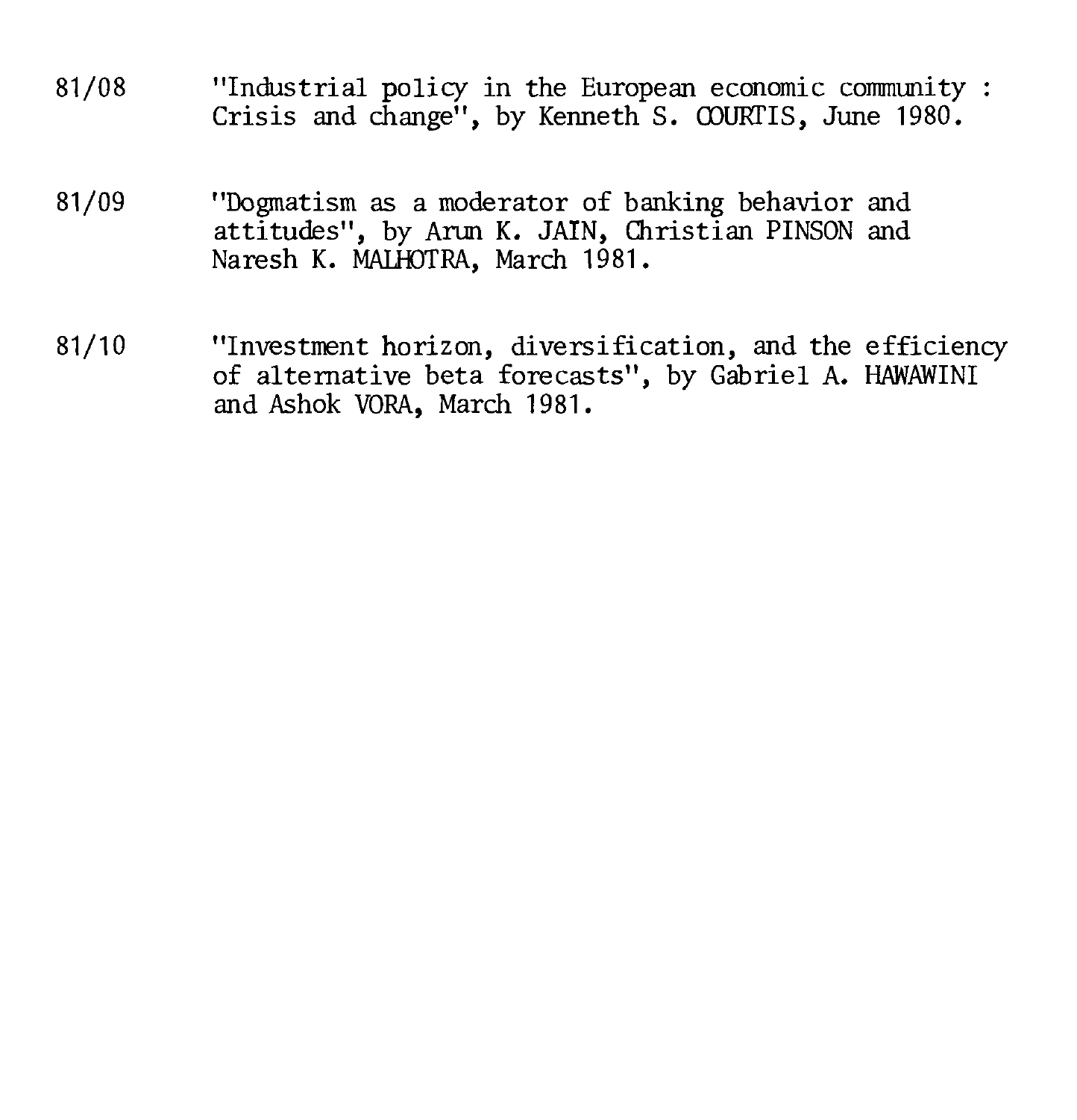81/08 "Industrial policy in the European economic community : Crisis and change", by Kenneth S. COURTIS, June 1980.

81/09 "Dogmatism as a moderator of banking behavior and attitudes", by Arun K. JAIN, Christian PINSON and Naresh K. MALHOTRA, March 1981.

81/10 "Investment horizon, diversification, and the efficiency of alternative beta forecasts", by Gabriel A. HAWAWINI and Ashok VORA, March 1981.